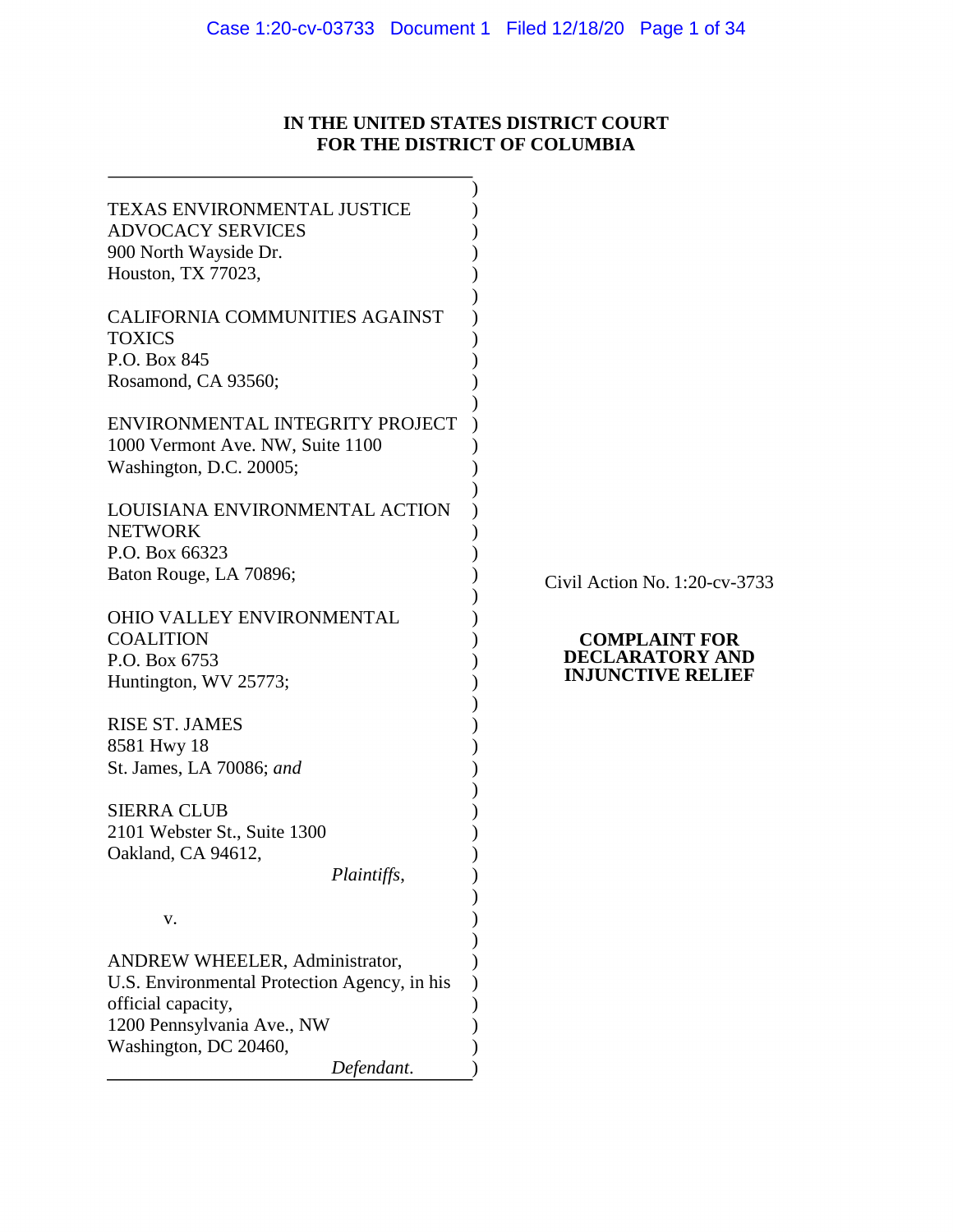# IN THE UNITED STATES DISTRICT COURT
# FOR THE DISTRICT OF COLUMBIA

TEXAS ENVIRONMENTAL JUSTICE ADVOCACY SERVICES
900 North Wayside Dr.
Houston, TX 77023,

CALIFORNIA COMMUNITIES AGAINST TOXICS
P.O. Box 845
Rosamond, CA 93560;

ENVIRONMENTAL INTEGRITY PROJECT
1000 Vermont Ave. NW, Suite 1100
Washington, D.C. 20005;

LOUISIANA ENVIRONMENTAL ACTION NETWORK
P.O. Box 66323
Baton Rouge, LA 70896;

OHIO VALLEY ENVIRONMENTAL COALITION
P.O. Box 6753
Huntington, WV 25773;

RISE ST. JAMES
8581 Hwy 18
St. James, LA 70086; *and*

SIERRA CLUB
2101 Webster St., Suite 1300
Oakland, CA 94612,

*Plaintiffs*,

v.

ANDREW WHEELER, Administrator, U.S. Environmental Protection Agency, in his official capacity,
1200 Pennsylvania Ave., NW
Washington, DC 20460,

*Defendant*.

Civil Action No. 1:20-cv-3733

**COMPLAINT FOR DECLARATORY AND INJUNCTIVE RELIEF**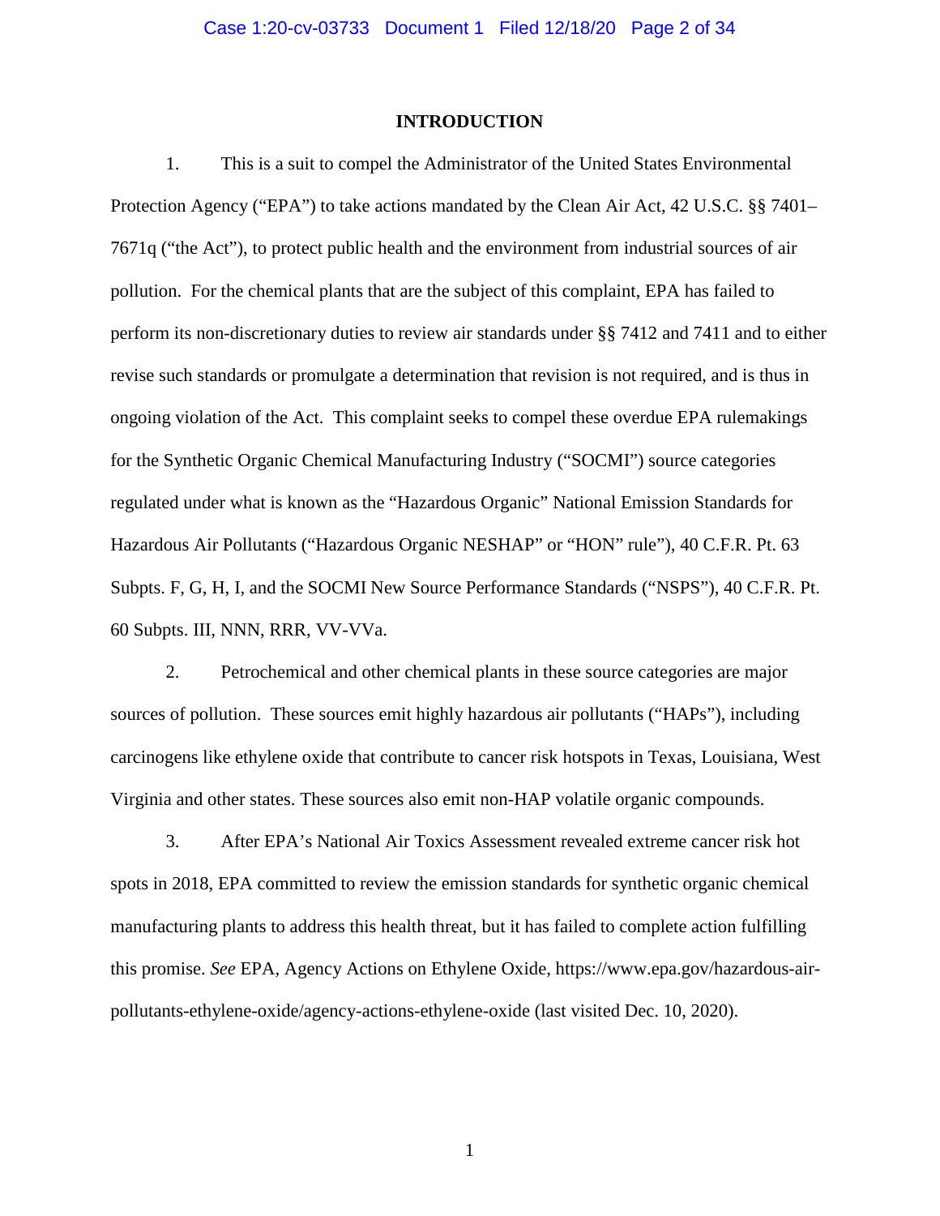## INTRODUCTION

1. This is a suit to compel the Administrator of the United States Environmental Protection Agency ("EPA") to take actions mandated by the Clean Air Act, 42 U.S.C. §§ 7401–7671q ("the Act"), to protect public health and the environment from industrial sources of air pollution. For the chemical plants that are the subject of this complaint, EPA has failed to perform its non-discretionary duties to review air standards under §§ 7412 and 7411 and to either revise such standards or promulgate a determination that revision is not required, and is thus in ongoing violation of the Act. This complaint seeks to compel these overdue EPA rulemakings for the Synthetic Organic Chemical Manufacturing Industry ("SOCMI") source categories regulated under what is known as the "Hazardous Organic" National Emission Standards for Hazardous Air Pollutants ("Hazardous Organic NESHAP" or "HON" rule"), 40 C.F.R. Pt. 63 Subpts. F, G, H, I, and the SOCMI New Source Performance Standards ("NSPS"), 40 C.F.R. Pt. 60 Subpts. III, NNN, RRR, VV-VVa.

2. Petrochemical and other chemical plants in these source categories are major sources of pollution. These sources emit highly hazardous air pollutants ("HAPs"), including carcinogens like ethylene oxide that contribute to cancer risk hotspots in Texas, Louisiana, West Virginia and other states. These sources also emit non-HAP volatile organic compounds.

3. After EPA's National Air Toxics Assessment revealed extreme cancer risk hot spots in 2018, EPA committed to review the emission standards for synthetic organic chemical manufacturing plants to address this health threat, but it has failed to complete action fulfilling this promise. *See* EPA, Agency Actions on Ethylene Oxide, https://www.epa.gov/hazardous-air-pollutants-ethylene-oxide/agency-actions-ethylene-oxide (last visited Dec. 10, 2020).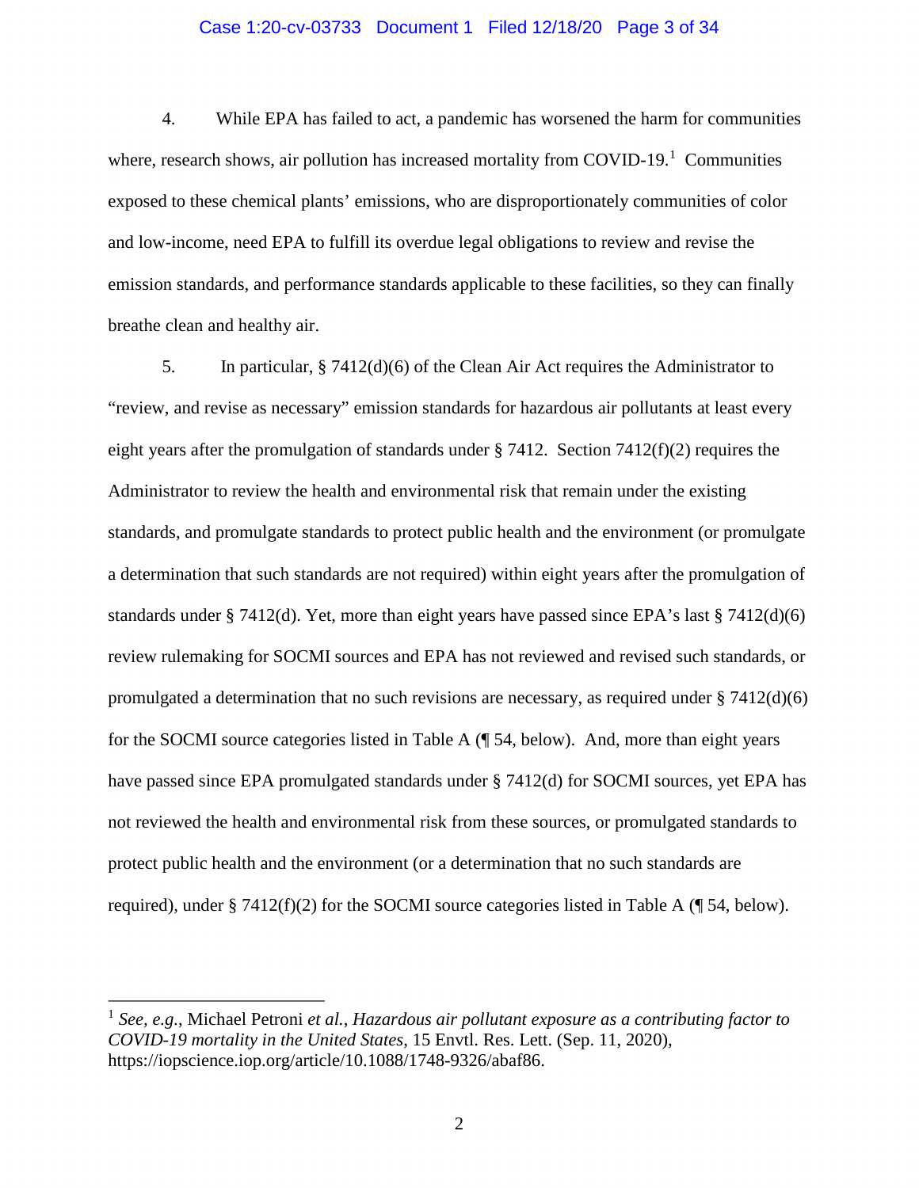4. While EPA has failed to act, a pandemic has worsened the harm for communities where, research shows, air pollution has increased mortality from COVID-19.[1] Communities exposed to these chemical plants' emissions, who are disproportionately communities of color and low-income, need EPA to fulfill its overdue legal obligations to review and revise the emission standards, and performance standards applicable to these facilities, so they can finally breathe clean and healthy air.

5. In particular, § 7412(d)(6) of the Clean Air Act requires the Administrator to "review, and revise as necessary" emission standards for hazardous air pollutants at least every eight years after the promulgation of standards under § 7412. Section 7412(f)(2) requires the Administrator to review the health and environmental risk that remain under the existing standards, and promulgate standards to protect public health and the environment (or promulgate a determination that such standards are not required) within eight years after the promulgation of standards under § 7412(d). Yet, more than eight years have passed since EPA's last § 7412(d)(6) review rulemaking for SOCMI sources and EPA has not reviewed and revised such standards, or promulgated a determination that no such revisions are necessary, as required under § 7412(d)(6) for the SOCMI source categories listed in Table A (¶ 54, below). And, more than eight years have passed since EPA promulgated standards under § 7412(d) for SOCMI sources, yet EPA has not reviewed the health and environmental risk from these sources, or promulgated standards to protect public health and the environment (or a determination that no such standards are required), under § 7412(f)(2) for the SOCMI source categories listed in Table A (¶ 54, below).

---

[1] *See, e.g.*, Michael Petroni *et al.*, *Hazardous air pollutant exposure as a contributing factor to COVID-19 mortality in the United States*, 15 Envtl. Res. Lett. (Sep. 11, 2020), https://iopscience.iop.org/article/10.1088/1748-9326/abaf86.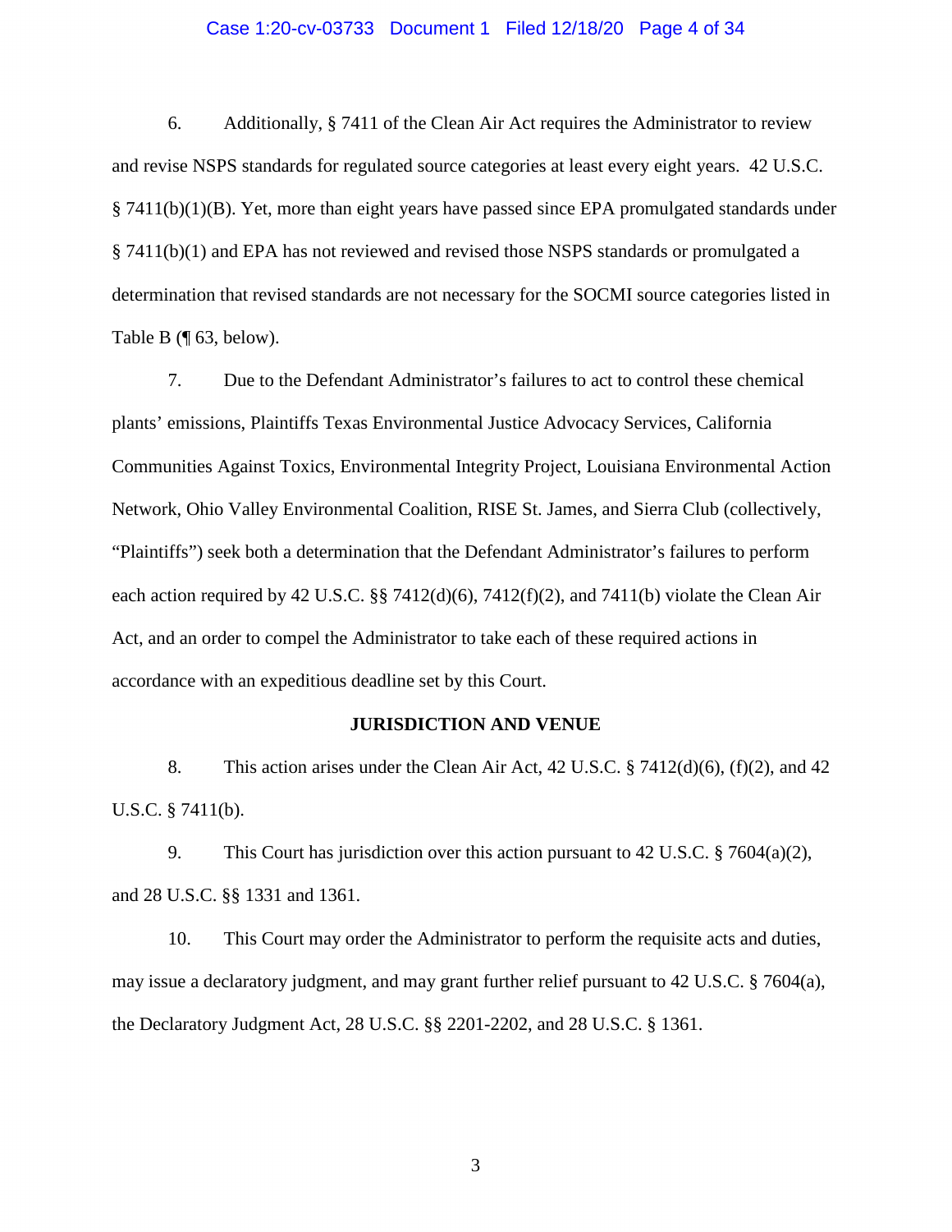6. Additionally, § 7411 of the Clean Air Act requires the Administrator to review and revise NSPS standards for regulated source categories at least every eight years. 42 U.S.C. § 7411(b)(1)(B). Yet, more than eight years have passed since EPA promulgated standards under § 7411(b)(1) and EPA has not reviewed and revised those NSPS standards or promulgated a determination that revised standards are not necessary for the SOCMI source categories listed in Table B (¶ 63, below).

7. Due to the Defendant Administrator's failures to act to control these chemical plants' emissions, Plaintiffs Texas Environmental Justice Advocacy Services, California Communities Against Toxics, Environmental Integrity Project, Louisiana Environmental Action Network, Ohio Valley Environmental Coalition, RISE St. James, and Sierra Club (collectively, "Plaintiffs") seek both a determination that the Defendant Administrator's failures to perform each action required by 42 U.S.C. §§ 7412(d)(6), 7412(f)(2), and 7411(b) violate the Clean Air Act, and an order to compel the Administrator to take each of these required actions in accordance with an expeditious deadline set by this Court.

## JURISDICTION AND VENUE

8. This action arises under the Clean Air Act, 42 U.S.C. § 7412(d)(6), (f)(2), and 42 U.S.C. § 7411(b).

9. This Court has jurisdiction over this action pursuant to 42 U.S.C. § 7604(a)(2), and 28 U.S.C. §§ 1331 and 1361.

10. This Court may order the Administrator to perform the requisite acts and duties, may issue a declaratory judgment, and may grant further relief pursuant to 42 U.S.C. § 7604(a), the Declaratory Judgment Act, 28 U.S.C. §§ 2201-2202, and 28 U.S.C. § 1361.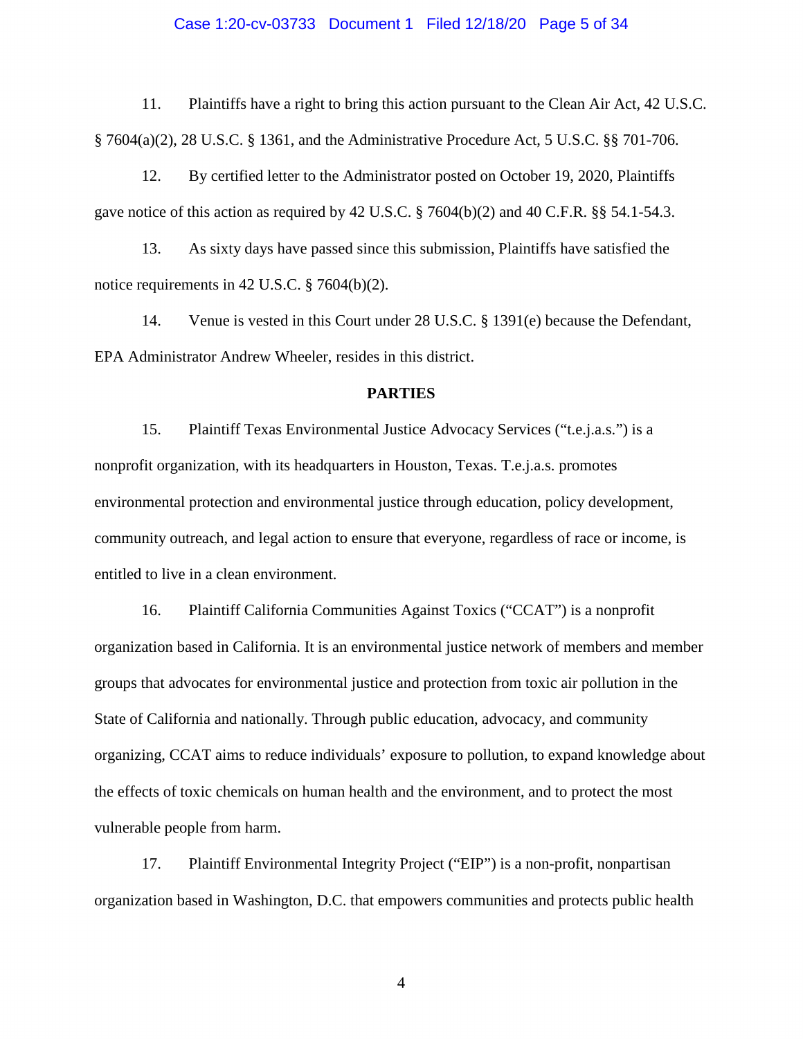11. Plaintiffs have a right to bring this action pursuant to the Clean Air Act, 42 U.S.C. § 7604(a)(2), 28 U.S.C. § 1361, and the Administrative Procedure Act, 5 U.S.C. §§ 701-706.

12. By certified letter to the Administrator posted on October 19, 2020, Plaintiffs gave notice of this action as required by 42 U.S.C. § 7604(b)(2) and 40 C.F.R. §§ 54.1-54.3.

13. As sixty days have passed since this submission, Plaintiffs have satisfied the notice requirements in 42 U.S.C. § 7604(b)(2).

14. Venue is vested in this Court under 28 U.S.C. § 1391(e) because the Defendant, EPA Administrator Andrew Wheeler, resides in this district.

**PARTIES**

15. Plaintiff Texas Environmental Justice Advocacy Services ("t.e.j.a.s.") is a nonprofit organization, with its headquarters in Houston, Texas. T.e.j.a.s. promotes environmental protection and environmental justice through education, policy development, community outreach, and legal action to ensure that everyone, regardless of race or income, is entitled to live in a clean environment.

16. Plaintiff California Communities Against Toxics ("CCAT") is a nonprofit organization based in California. It is an environmental justice network of members and member groups that advocates for environmental justice and protection from toxic air pollution in the State of California and nationally. Through public education, advocacy, and community organizing, CCAT aims to reduce individuals' exposure to pollution, to expand knowledge about the effects of toxic chemicals on human health and the environment, and to protect the most vulnerable people from harm.

17. Plaintiff Environmental Integrity Project ("EIP") is a non-profit, nonpartisan organization based in Washington, D.C. that empowers communities and protects public health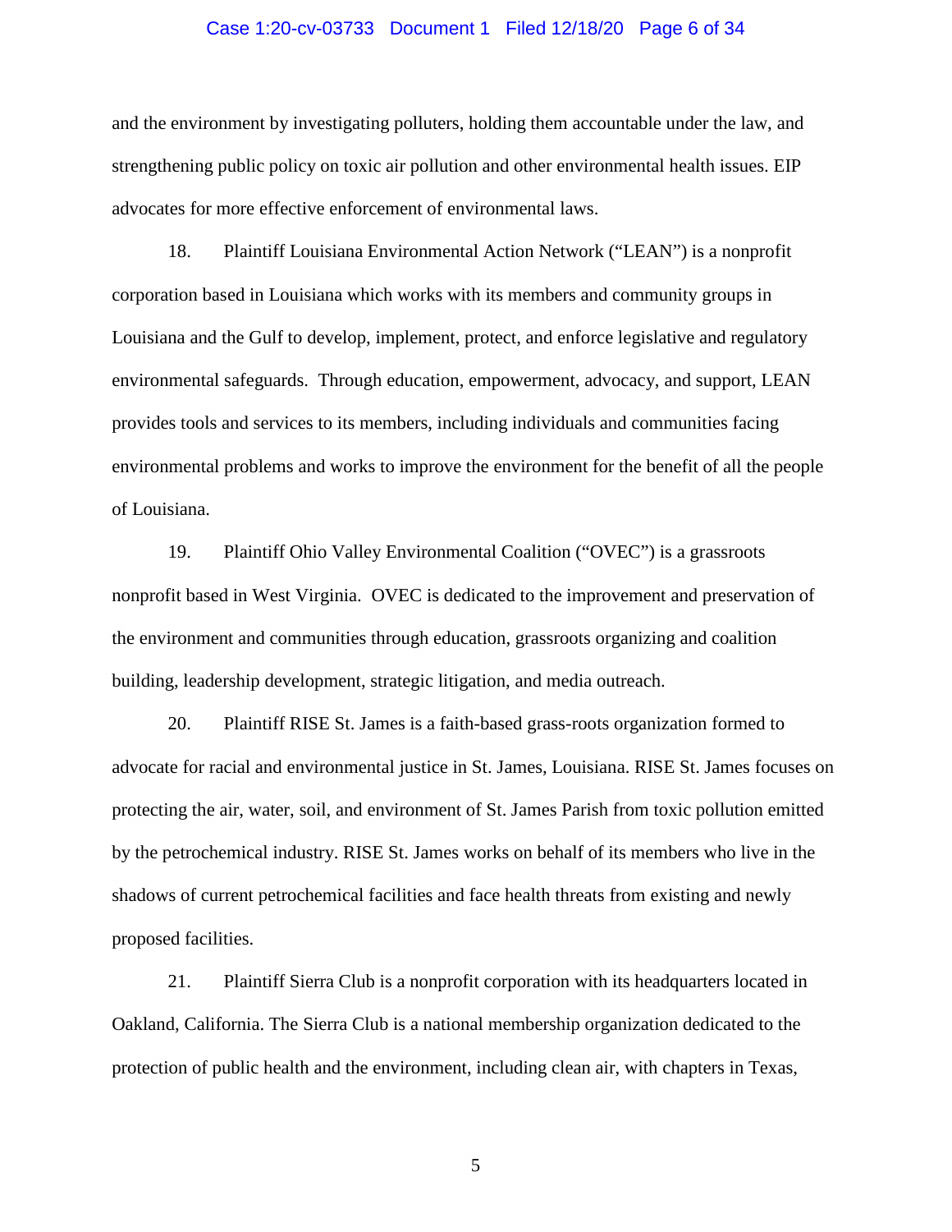and the environment by investigating polluters, holding them accountable under the law, and strengthening public policy on toxic air pollution and other environmental health issues. EIP advocates for more effective enforcement of environmental laws.

18. Plaintiff Louisiana Environmental Action Network ("LEAN") is a nonprofit corporation based in Louisiana which works with its members and community groups in Louisiana and the Gulf to develop, implement, protect, and enforce legislative and regulatory environmental safeguards. Through education, empowerment, advocacy, and support, LEAN provides tools and services to its members, including individuals and communities facing environmental problems and works to improve the environment for the benefit of all the people of Louisiana.

19. Plaintiff Ohio Valley Environmental Coalition ("OVEC") is a grassroots nonprofit based in West Virginia. OVEC is dedicated to the improvement and preservation of the environment and communities through education, grassroots organizing and coalition building, leadership development, strategic litigation, and media outreach.

20. Plaintiff RISE St. James is a faith-based grass-roots organization formed to advocate for racial and environmental justice in St. James, Louisiana. RISE St. James focuses on protecting the air, water, soil, and environment of St. James Parish from toxic pollution emitted by the petrochemical industry. RISE St. James works on behalf of its members who live in the shadows of current petrochemical facilities and face health threats from existing and newly proposed facilities.

21. Plaintiff Sierra Club is a nonprofit corporation with its headquarters located in Oakland, California. The Sierra Club is a national membership organization dedicated to the protection of public health and the environment, including clean air, with chapters in Texas,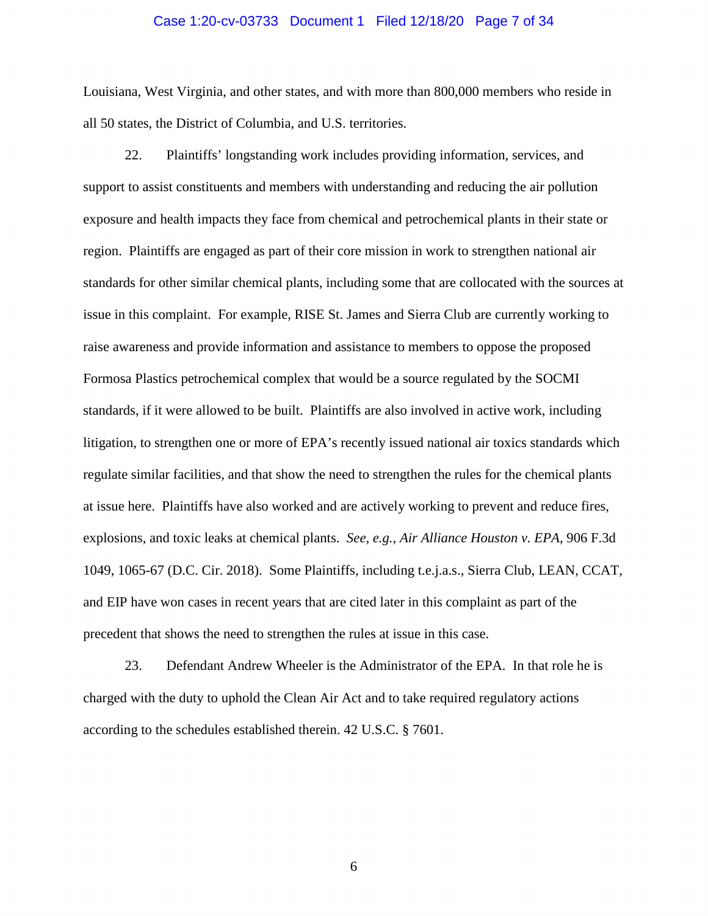Louisiana, West Virginia, and other states, and with more than 800,000 members who reside in all 50 states, the District of Columbia, and U.S. territories.

22. Plaintiffs' longstanding work includes providing information, services, and support to assist constituents and members with understanding and reducing the air pollution exposure and health impacts they face from chemical and petrochemical plants in their state or region. Plaintiffs are engaged as part of their core mission in work to strengthen national air standards for other similar chemical plants, including some that are collocated with the sources at issue in this complaint. For example, RISE St. James and Sierra Club are currently working to raise awareness and provide information and assistance to members to oppose the proposed Formosa Plastics petrochemical complex that would be a source regulated by the SOCMI standards, if it were allowed to be built. Plaintiffs are also involved in active work, including litigation, to strengthen one or more of EPA's recently issued national air toxics standards which regulate similar facilities, and that show the need to strengthen the rules for the chemical plants at issue here. Plaintiffs have also worked and are actively working to prevent and reduce fires, explosions, and toxic leaks at chemical plants. *See, e.g.*, *Air Alliance Houston v. EPA*, 906 F.3d 1049, 1065-67 (D.C. Cir. 2018). Some Plaintiffs, including t.e.j.a.s., Sierra Club, LEAN, CCAT, and EIP have won cases in recent years that are cited later in this complaint as part of the precedent that shows the need to strengthen the rules at issue in this case.

23. Defendant Andrew Wheeler is the Administrator of the EPA. In that role he is charged with the duty to uphold the Clean Air Act and to take required regulatory actions according to the schedules established therein. 42 U.S.C. § 7601.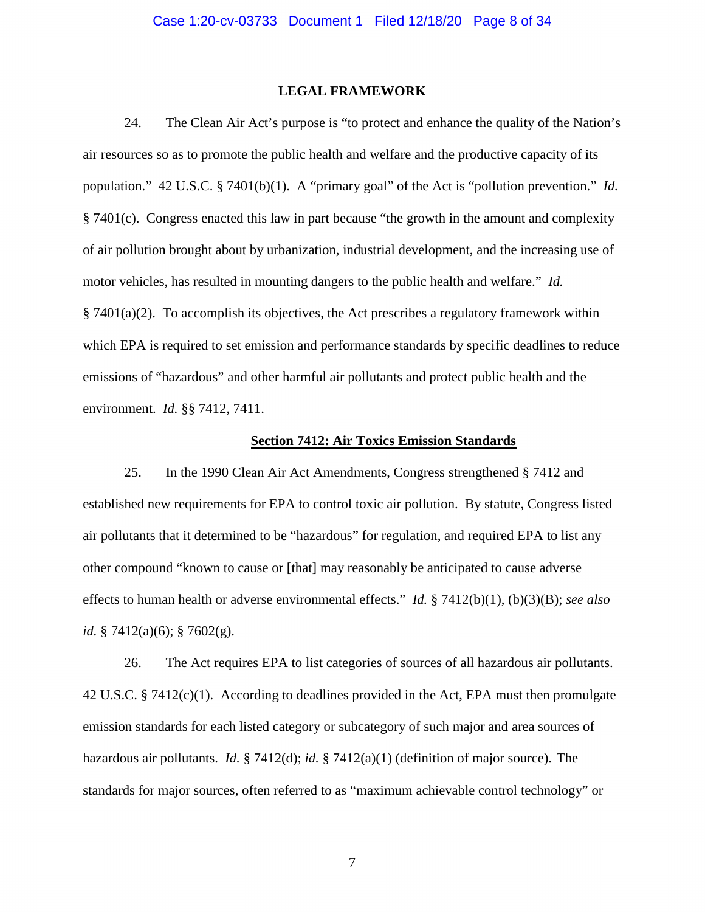## LEGAL FRAMEWORK

24. The Clean Air Act's purpose is "to protect and enhance the quality of the Nation's air resources so as to promote the public health and welfare and the productive capacity of its population." 42 U.S.C. § 7401(b)(1). A "primary goal" of the Act is "pollution prevention." *Id.* § 7401(c). Congress enacted this law in part because "the growth in the amount and complexity of air pollution brought about by urbanization, industrial development, and the increasing use of motor vehicles, has resulted in mounting dangers to the public health and welfare." *Id.* § 7401(a)(2). To accomplish its objectives, the Act prescribes a regulatory framework within which EPA is required to set emission and performance standards by specific deadlines to reduce emissions of "hazardous" and other harmful air pollutants and protect public health and the environment. *Id.* §§ 7412, 7411.

### <u>Section 7412: Air Toxics Emission Standards</u>

25. In the 1990 Clean Air Act Amendments, Congress strengthened § 7412 and established new requirements for EPA to control toxic air pollution. By statute, Congress listed air pollutants that it determined to be "hazardous" for regulation, and required EPA to list any other compound "known to cause or [that] may reasonably be anticipated to cause adverse effects to human health or adverse environmental effects." *Id.* § 7412(b)(1), (b)(3)(B); *see also id.* § 7412(a)(6); § 7602(g).

26. The Act requires EPA to list categories of sources of all hazardous air pollutants. 42 U.S.C. § 7412(c)(1). According to deadlines provided in the Act, EPA must then promulgate emission standards for each listed category or subcategory of such major and area sources of hazardous air pollutants. *Id.* § 7412(d); *id.* § 7412(a)(1) (definition of major source). The standards for major sources, often referred to as "maximum achievable control technology" or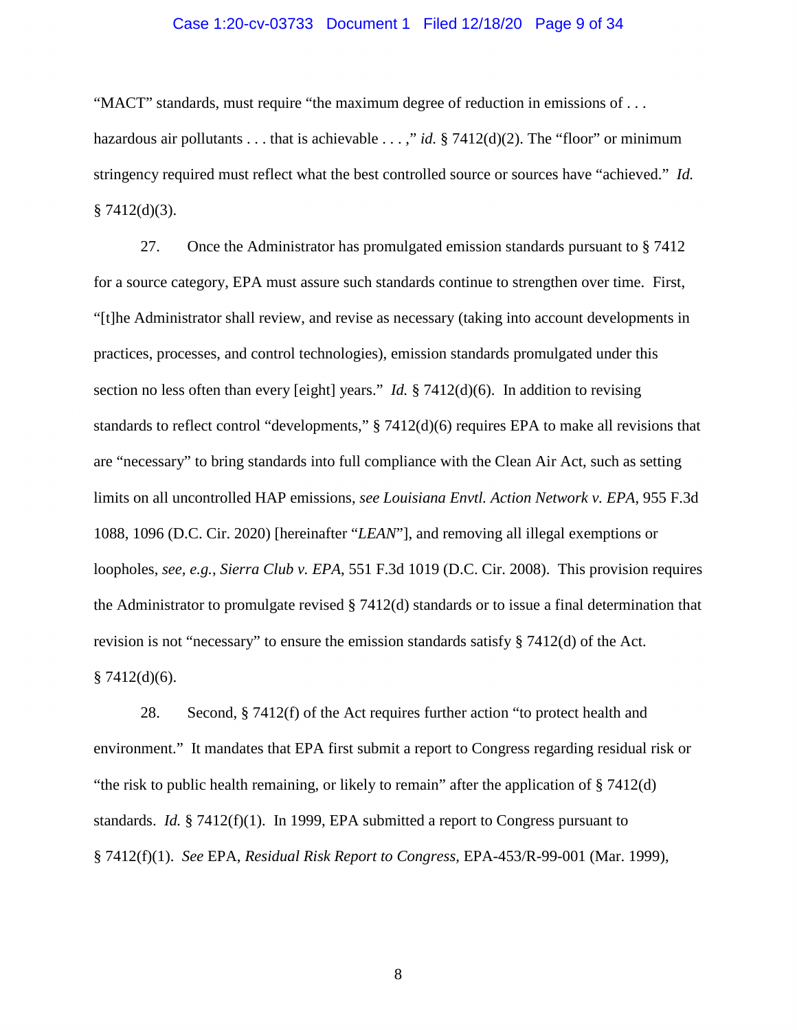"MACT" standards, must require "the maximum degree of reduction in emissions of . . . hazardous air pollutants . . . that is achievable . . . ," *id.* § 7412(d)(2). The "floor" or minimum stringency required must reflect what the best controlled source or sources have "achieved." *Id.* § 7412(d)(3).

27. Once the Administrator has promulgated emission standards pursuant to § 7412 for a source category, EPA must assure such standards continue to strengthen over time. First, "[t]he Administrator shall review, and revise as necessary (taking into account developments in practices, processes, and control technologies), emission standards promulgated under this section no less often than every [eight] years." *Id.* § 7412(d)(6). In addition to revising standards to reflect control "developments," § 7412(d)(6) requires EPA to make all revisions that are "necessary" to bring standards into full compliance with the Clean Air Act, such as setting limits on all uncontrolled HAP emissions, *see Louisiana Envtl. Action Network v. EPA*, 955 F.3d 1088, 1096 (D.C. Cir. 2020) [hereinafter "*LEAN*"], and removing all illegal exemptions or loopholes, *see, e.g.*, *Sierra Club v. EPA*, 551 F.3d 1019 (D.C. Cir. 2008). This provision requires the Administrator to promulgate revised § 7412(d) standards or to issue a final determination that revision is not "necessary" to ensure the emission standards satisfy § 7412(d) of the Act. § 7412(d)(6).

28. Second, § 7412(f) of the Act requires further action "to protect health and environment." It mandates that EPA first submit a report to Congress regarding residual risk or "the risk to public health remaining, or likely to remain" after the application of § 7412(d) standards. *Id.* § 7412(f)(1). In 1999, EPA submitted a report to Congress pursuant to § 7412(f)(1). *See* EPA, *Residual Risk Report to Congress*, EPA-453/R-99-001 (Mar. 1999),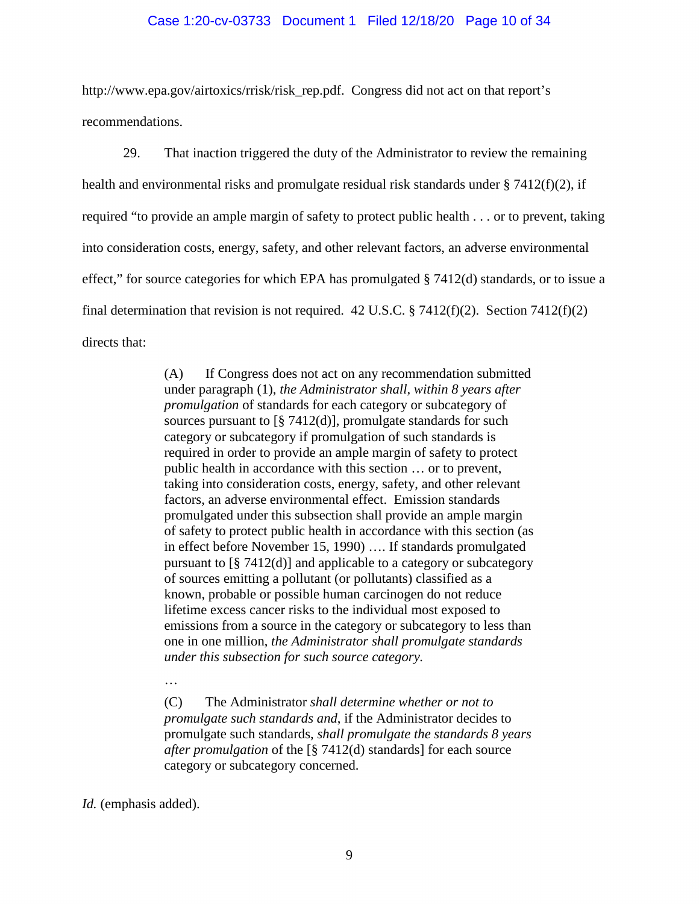http://www.epa.gov/airtoxics/rrisk/risk_rep.pdf. Congress did not act on that report's recommendations.

29. That inaction triggered the duty of the Administrator to review the remaining health and environmental risks and promulgate residual risk standards under § 7412(f)(2), if required "to provide an ample margin of safety to protect public health . . . or to prevent, taking into consideration costs, energy, safety, and other relevant factors, an adverse environmental effect," for source categories for which EPA has promulgated § 7412(d) standards, or to issue a final determination that revision is not required. 42 U.S.C. § 7412(f)(2). Section 7412(f)(2) directs that:

> (A) If Congress does not act on any recommendation submitted under paragraph (1), *the Administrator shall, within 8 years after promulgation* of standards for each category or subcategory of sources pursuant to [§ 7412(d)], promulgate standards for such category or subcategory if promulgation of such standards is required in order to provide an ample margin of safety to protect public health in accordance with this section … or to prevent, taking into consideration costs, energy, safety, and other relevant factors, an adverse environmental effect. Emission standards promulgated under this subsection shall provide an ample margin of safety to protect public health in accordance with this section (as in effect before November 15, 1990) …. If standards promulgated pursuant to [§ 7412(d)] and applicable to a category or subcategory of sources emitting a pollutant (or pollutants) classified as a known, probable or possible human carcinogen do not reduce lifetime excess cancer risks to the individual most exposed to emissions from a source in the category or subcategory to less than one in one million, *the Administrator shall promulgate standards under this subsection for such source category.*
>
> …
>
> (C) The Administrator *shall determine whether or not to promulgate such standards and*, if the Administrator decides to promulgate such standards, *shall promulgate the standards 8 years after promulgation* of the [§ 7412(d) standards] for each source category or subcategory concerned.

*Id.* (emphasis added).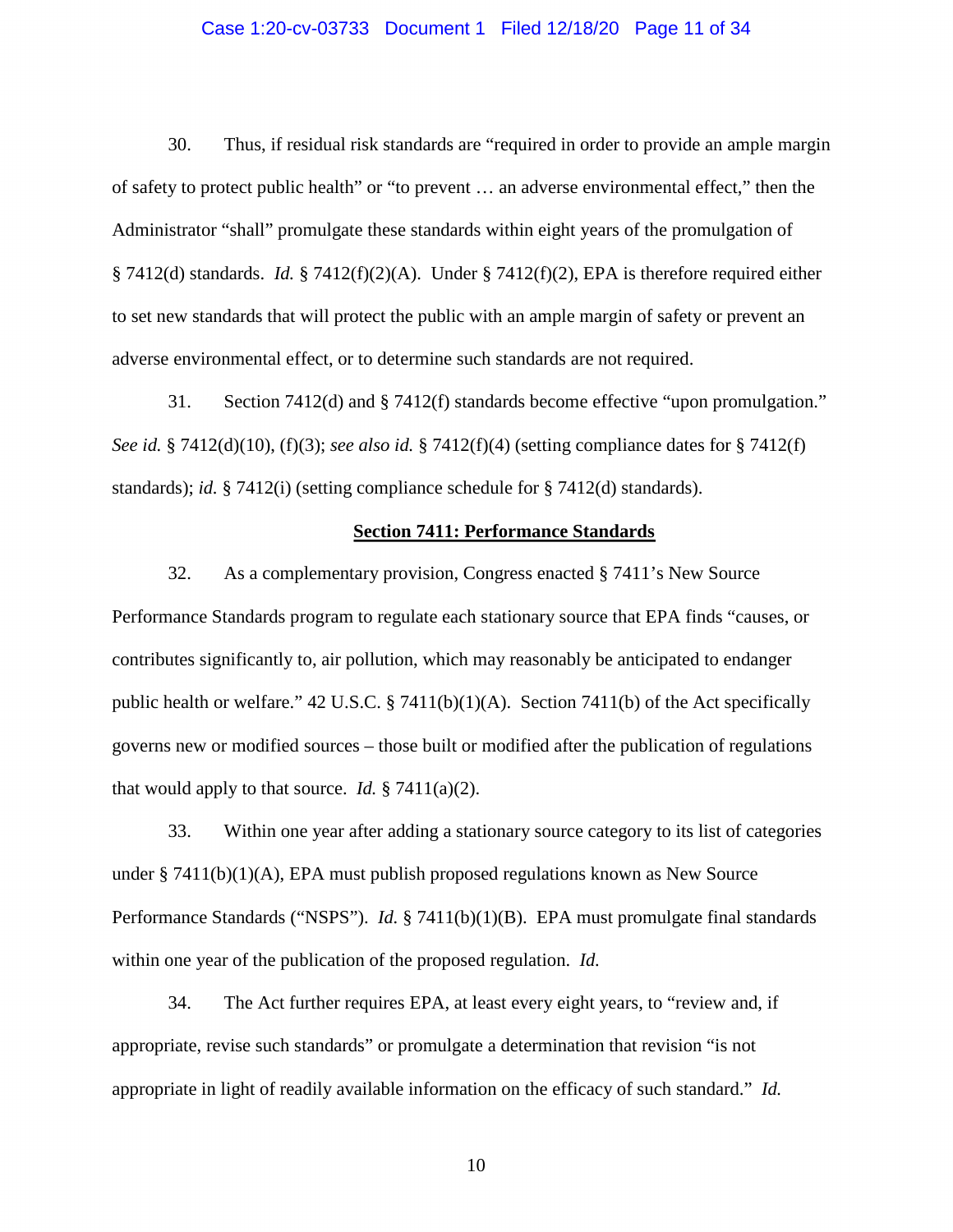30. Thus, if residual risk standards are "required in order to provide an ample margin of safety to protect public health" or "to prevent … an adverse environmental effect," then the Administrator "shall" promulgate these standards within eight years of the promulgation of § 7412(d) standards. *Id.* § 7412(f)(2)(A). Under § 7412(f)(2), EPA is therefore required either to set new standards that will protect the public with an ample margin of safety or prevent an adverse environmental effect, or to determine such standards are not required.

31. Section 7412(d) and § 7412(f) standards become effective "upon promulgation." *See id.* § 7412(d)(10), (f)(3); *see also id.* § 7412(f)(4) (setting compliance dates for § 7412(f) standards); *id.* § 7412(i) (setting compliance schedule for § 7412(d) standards).

**Section 7411: Performance Standards**

32. As a complementary provision, Congress enacted § 7411's New Source Performance Standards program to regulate each stationary source that EPA finds "causes, or contributes significantly to, air pollution, which may reasonably be anticipated to endanger public health or welfare." 42 U.S.C. § 7411(b)(1)(A). Section 7411(b) of the Act specifically governs new or modified sources – those built or modified after the publication of regulations that would apply to that source. *Id.* § 7411(a)(2).

33. Within one year after adding a stationary source category to its list of categories under § 7411(b)(1)(A), EPA must publish proposed regulations known as New Source Performance Standards ("NSPS"). *Id.* § 7411(b)(1)(B). EPA must promulgate final standards within one year of the publication of the proposed regulation. *Id.*

34. The Act further requires EPA, at least every eight years, to "review and, if appropriate, revise such standards" or promulgate a determination that revision "is not appropriate in light of readily available information on the efficacy of such standard." *Id.*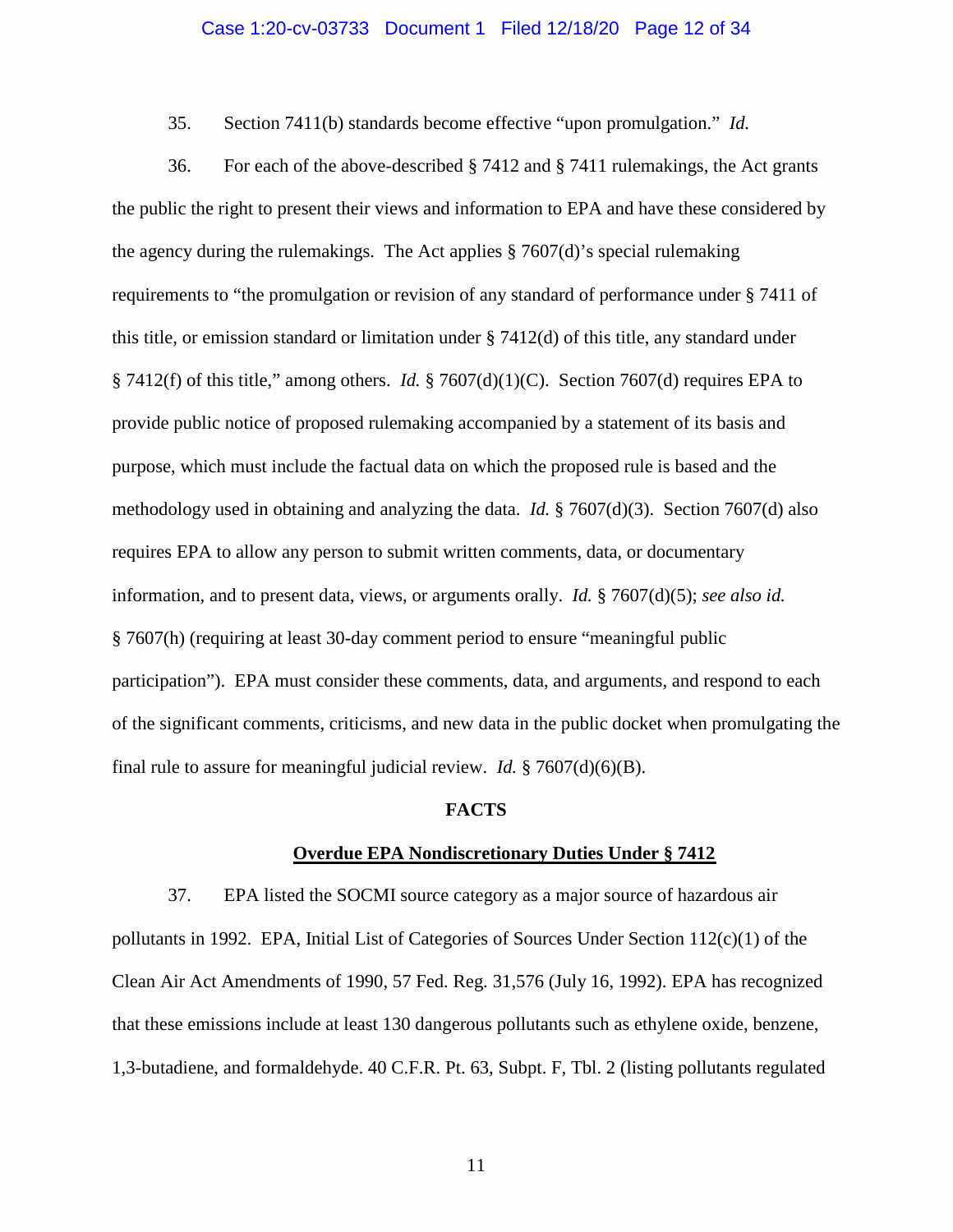35. Section 7411(b) standards become effective "upon promulgation." *Id.*

36. For each of the above-described § 7412 and § 7411 rulemakings, the Act grants the public the right to present their views and information to EPA and have these considered by the agency during the rulemakings. The Act applies § 7607(d)'s special rulemaking requirements to "the promulgation or revision of any standard of performance under § 7411 of this title, or emission standard or limitation under § 7412(d) of this title, any standard under § 7412(f) of this title," among others. *Id.* § 7607(d)(1)(C). Section 7607(d) requires EPA to provide public notice of proposed rulemaking accompanied by a statement of its basis and purpose, which must include the factual data on which the proposed rule is based and the methodology used in obtaining and analyzing the data. *Id.* § 7607(d)(3). Section 7607(d) also requires EPA to allow any person to submit written comments, data, or documentary information, and to present data, views, or arguments orally. *Id.* § 7607(d)(5); *see also id.* § 7607(h) (requiring at least 30-day comment period to ensure "meaningful public participation"). EPA must consider these comments, data, and arguments, and respond to each of the significant comments, criticisms, and new data in the public docket when promulgating the final rule to assure for meaningful judicial review. *Id.* § 7607(d)(6)(B).

## FACTS

### Overdue EPA Nondiscretionary Duties Under § 7412

37. EPA listed the SOCMI source category as a major source of hazardous air pollutants in 1992. EPA, Initial List of Categories of Sources Under Section 112(c)(1) of the Clean Air Act Amendments of 1990, 57 Fed. Reg. 31,576 (July 16, 1992). EPA has recognized that these emissions include at least 130 dangerous pollutants such as ethylene oxide, benzene, 1,3-butadiene, and formaldehyde. 40 C.F.R. Pt. 63, Subpt. F, Tbl. 2 (listing pollutants regulated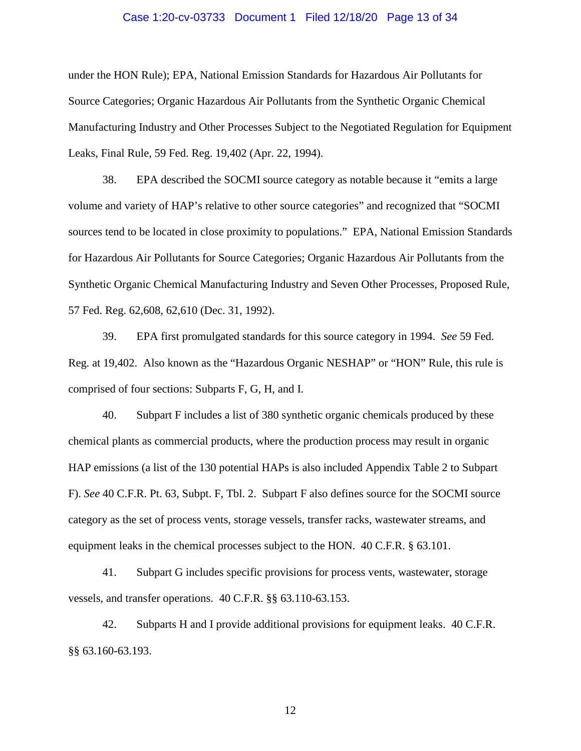under the HON Rule); EPA, National Emission Standards for Hazardous Air Pollutants for Source Categories; Organic Hazardous Air Pollutants from the Synthetic Organic Chemical Manufacturing Industry and Other Processes Subject to the Negotiated Regulation for Equipment Leaks, Final Rule, 59 Fed. Reg. 19,402 (Apr. 22, 1994).

38. EPA described the SOCMI source category as notable because it "emits a large volume and variety of HAP's relative to other source categories" and recognized that "SOCMI sources tend to be located in close proximity to populations." EPA, National Emission Standards for Hazardous Air Pollutants for Source Categories; Organic Hazardous Air Pollutants from the Synthetic Organic Chemical Manufacturing Industry and Seven Other Processes, Proposed Rule, 57 Fed. Reg. 62,608, 62,610 (Dec. 31, 1992).

39. EPA first promulgated standards for this source category in 1994. *See* 59 Fed. Reg. at 19,402. Also known as the "Hazardous Organic NESHAP" or "HON" Rule, this rule is comprised of four sections: Subparts F, G, H, and I.

40. Subpart F includes a list of 380 synthetic organic chemicals produced by these chemical plants as commercial products, where the production process may result in organic HAP emissions (a list of the 130 potential HAPs is also included Appendix Table 2 to Subpart F). *See* 40 C.F.R. Pt. 63, Subpt. F, Tbl. 2. Subpart F also defines source for the SOCMI source category as the set of process vents, storage vessels, transfer racks, wastewater streams, and equipment leaks in the chemical processes subject to the HON. 40 C.F.R. § 63.101.

41. Subpart G includes specific provisions for process vents, wastewater, storage vessels, and transfer operations. 40 C.F.R. §§ 63.110-63.153.

42. Subparts H and I provide additional provisions for equipment leaks. 40 C.F.R. §§ 63.160-63.193.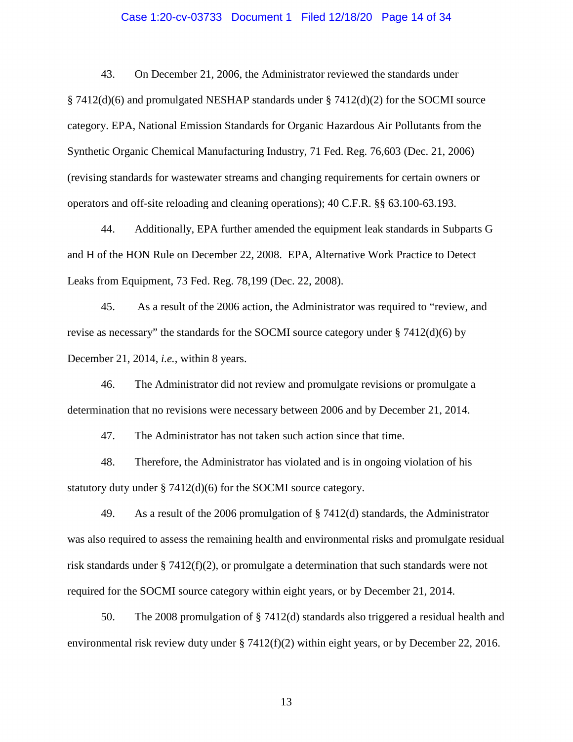43. On December 21, 2006, the Administrator reviewed the standards under § 7412(d)(6) and promulgated NESHAP standards under § 7412(d)(2) for the SOCMI source category. EPA, National Emission Standards for Organic Hazardous Air Pollutants from the Synthetic Organic Chemical Manufacturing Industry, 71 Fed. Reg. 76,603 (Dec. 21, 2006) (revising standards for wastewater streams and changing requirements for certain owners or operators and off-site reloading and cleaning operations); 40 C.F.R. §§ 63.100-63.193.

44. Additionally, EPA further amended the equipment leak standards in Subparts G and H of the HON Rule on December 22, 2008. EPA, Alternative Work Practice to Detect Leaks from Equipment, 73 Fed. Reg. 78,199 (Dec. 22, 2008).

45. As a result of the 2006 action, the Administrator was required to "review, and revise as necessary" the standards for the SOCMI source category under § 7412(d)(6) by December 21, 2014, *i.e.*, within 8 years.

46. The Administrator did not review and promulgate revisions or promulgate a determination that no revisions were necessary between 2006 and by December 21, 2014.

47. The Administrator has not taken such action since that time.

48. Therefore, the Administrator has violated and is in ongoing violation of his statutory duty under § 7412(d)(6) for the SOCMI source category.

49. As a result of the 2006 promulgation of § 7412(d) standards, the Administrator was also required to assess the remaining health and environmental risks and promulgate residual risk standards under § 7412(f)(2), or promulgate a determination that such standards were not required for the SOCMI source category within eight years, or by December 21, 2014.

50. The 2008 promulgation of § 7412(d) standards also triggered a residual health and environmental risk review duty under § 7412(f)(2) within eight years, or by December 22, 2016.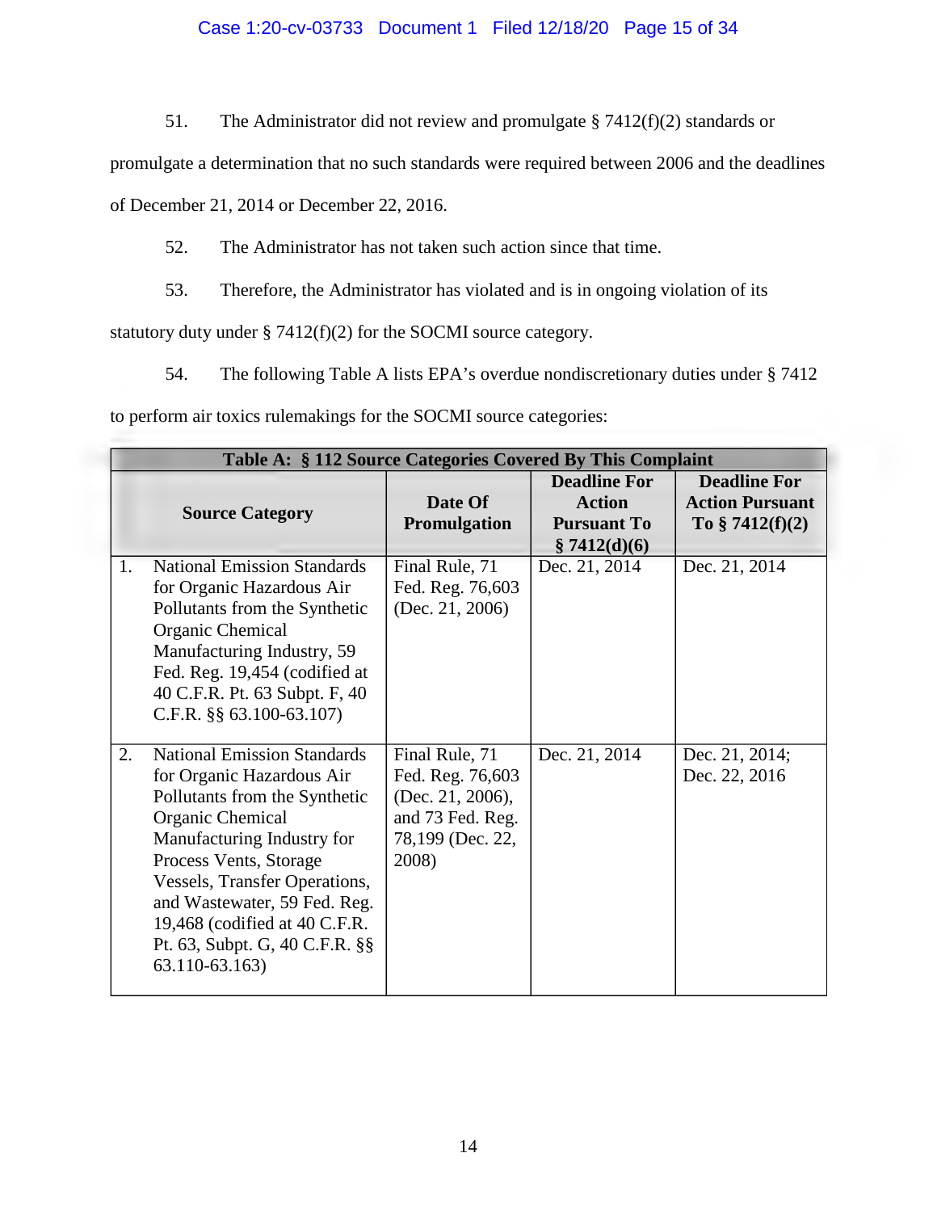51. The Administrator did not review and promulgate § 7412(f)(2) standards or promulgate a determination that no such standards were required between 2006 and the deadlines of December 21, 2014 or December 22, 2016.

52. The Administrator has not taken such action since that time.

53. Therefore, the Administrator has violated and is in ongoing violation of its statutory duty under § 7412(f)(2) for the SOCMI source category.

54. The following Table A lists EPA's overdue nondiscretionary duties under § 7412 to perform air toxics rulemakings for the SOCMI source categories:

| **Table A: § 112 Source Categories Covered By This Complaint** | | | |
|---|---|---|---|
| **Source Category** | **Date Of Promulgation** | **Deadline For Action Pursuant To § 7412(d)(6)** | **Deadline For Action Pursuant To § 7412(f)(2)** |
| 1. National Emission Standards for Organic Hazardous Air Pollutants from the Synthetic Organic Chemical Manufacturing Industry, 59 Fed. Reg. 19,454 (codified at 40 C.F.R. Pt. 63 Subpt. F, 40 C.F.R. §§ 63.100-63.107) | Final Rule, 71 Fed. Reg. 76,603 (Dec. 21, 2006) | Dec. 21, 2014 | Dec. 21, 2014 |
| 2. National Emission Standards for Organic Hazardous Air Pollutants from the Synthetic Organic Chemical Manufacturing Industry for Process Vents, Storage Vessels, Transfer Operations, and Wastewater, 59 Fed. Reg. 19,468 (codified at 40 C.F.R. Pt. 63, Subpt. G, 40 C.F.R. §§ 63.110-63.163) | Final Rule, 71 Fed. Reg. 76,603 (Dec. 21, 2006), and 73 Fed. Reg. 78,199 (Dec. 22, 2008) | Dec. 21, 2014 | Dec. 21, 2014; Dec. 22, 2016 |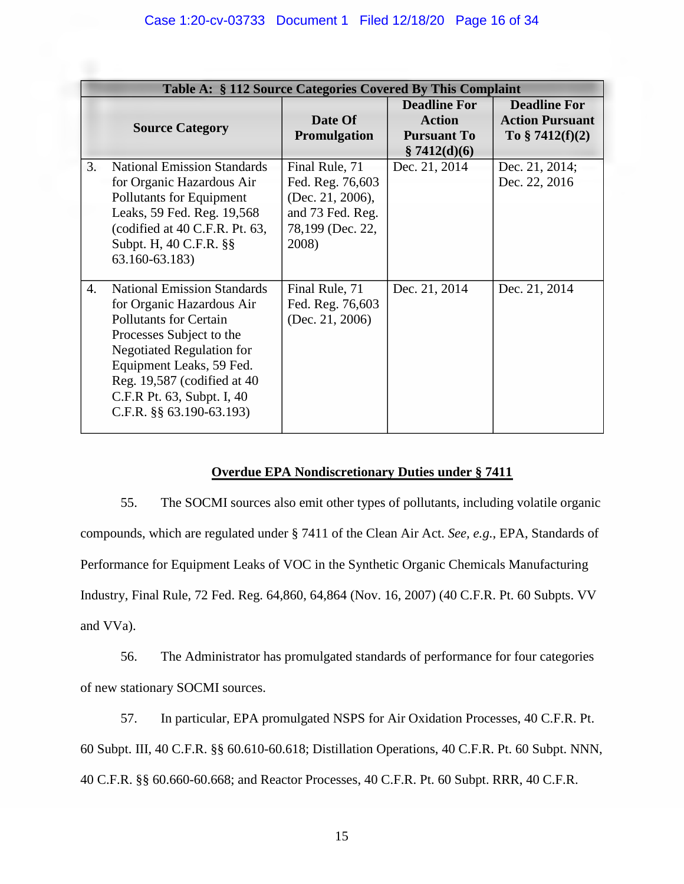| Table A: § 112 Source Categories Covered By This Complaint | | | |
|---|---|---|---|
| **Source Category** | **Date Of Promulgation** | **Deadline For Action Pursuant To § 7412(d)(6)** | **Deadline For Action Pursuant To § 7412(f)(2)** |
| 3. National Emission Standards for Organic Hazardous Air Pollutants for Equipment Leaks, 59 Fed. Reg. 19,568 (codified at 40 C.F.R. Pt. 63, Subpt. H, 40 C.F.R. §§ 63.160-63.183) | Final Rule, 71 Fed. Reg. 76,603 (Dec. 21, 2006), and 73 Fed. Reg. 78,199 (Dec. 22, 2008) | Dec. 21, 2014 | Dec. 21, 2014; Dec. 22, 2016 |
| 4. National Emission Standards for Organic Hazardous Air Pollutants for Certain Processes Subject to the Negotiated Regulation for Equipment Leaks, 59 Fed. Reg. 19,587 (codified at 40 C.F.R Pt. 63, Subpt. I, 40 C.F.R. §§ 63.190-63.193) | Final Rule, 71 Fed. Reg. 76,603 (Dec. 21, 2006) | Dec. 21, 2014 | Dec. 21, 2014 |

**Overdue EPA Nondiscretionary Duties under § 7411**

55. The SOCMI sources also emit other types of pollutants, including volatile organic compounds, which are regulated under § 7411 of the Clean Air Act. *See, e.g.*, EPA, Standards of Performance for Equipment Leaks of VOC in the Synthetic Organic Chemicals Manufacturing Industry, Final Rule, 72 Fed. Reg. 64,860, 64,864 (Nov. 16, 2007) (40 C.F.R. Pt. 60 Subpts. VV and VVa).

56. The Administrator has promulgated standards of performance for four categories of new stationary SOCMI sources.

57. In particular, EPA promulgated NSPS for Air Oxidation Processes, 40 C.F.R. Pt. 60 Subpt. III, 40 C.F.R. §§ 60.610-60.618; Distillation Operations, 40 C.F.R. Pt. 60 Subpt. NNN, 40 C.F.R. §§ 60.660-60.668; and Reactor Processes, 40 C.F.R. Pt. 60 Subpt. RRR, 40 C.F.R.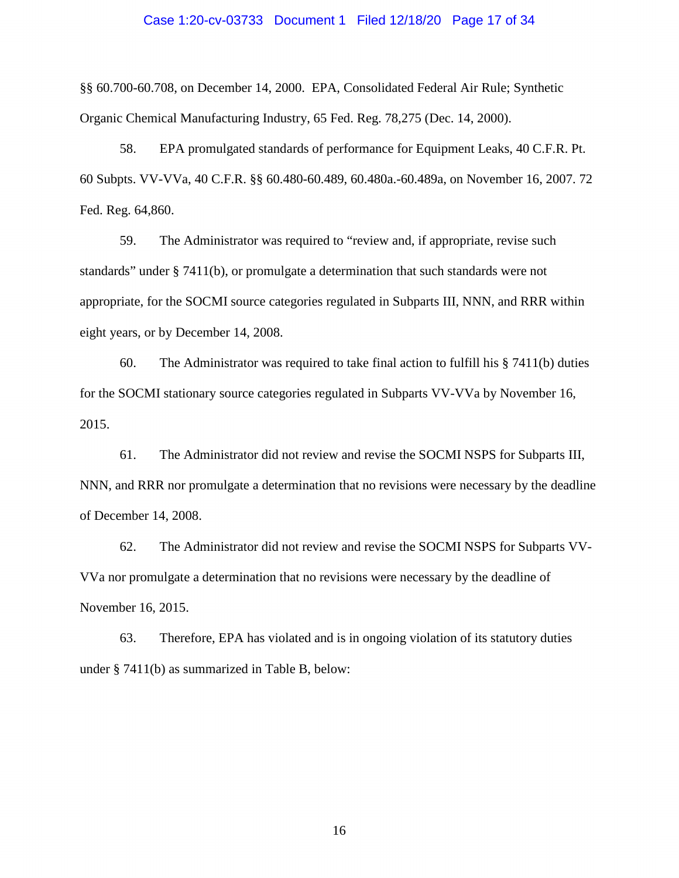§§ 60.700-60.708, on December 14, 2000. EPA, Consolidated Federal Air Rule; Synthetic Organic Chemical Manufacturing Industry, 65 Fed. Reg. 78,275 (Dec. 14, 2000).

58. EPA promulgated standards of performance for Equipment Leaks, 40 C.F.R. Pt. 60 Subpts. VV-VVa, 40 C.F.R. §§ 60.480-60.489, 60.480a.-60.489a, on November 16, 2007. 72 Fed. Reg. 64,860.

59. The Administrator was required to "review and, if appropriate, revise such standards" under § 7411(b), or promulgate a determination that such standards were not appropriate, for the SOCMI source categories regulated in Subparts III, NNN, and RRR within eight years, or by December 14, 2008.

60. The Administrator was required to take final action to fulfill his § 7411(b) duties for the SOCMI stationary source categories regulated in Subparts VV-VVa by November 16, 2015.

61. The Administrator did not review and revise the SOCMI NSPS for Subparts III, NNN, and RRR nor promulgate a determination that no revisions were necessary by the deadline of December 14, 2008.

62. The Administrator did not review and revise the SOCMI NSPS for Subparts VV-VVa nor promulgate a determination that no revisions were necessary by the deadline of November 16, 2015.

63. Therefore, EPA has violated and is in ongoing violation of its statutory duties under § 7411(b) as summarized in Table B, below: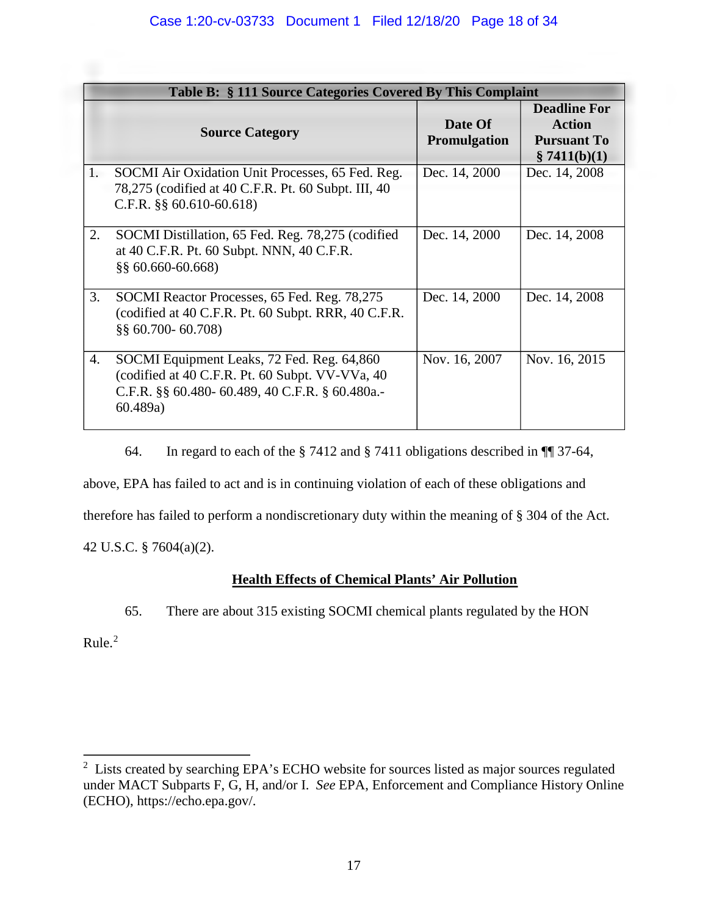| Table B: § 111 Source Categories Covered By This Complaint | | |
|---|---|---|
| **Source Category** | **Date Of Promulgation** | **Deadline For Action Pursuant To § 7411(b)(1)** |
| 1. SOCMI Air Oxidation Unit Processes, 65 Fed. Reg. 78,275 (codified at 40 C.F.R. Pt. 60 Subpt. III, 40 C.F.R. §§ 60.610-60.618) | Dec. 14, 2000 | Dec. 14, 2008 |
| 2. SOCMI Distillation, 65 Fed. Reg. 78,275 (codified at 40 C.F.R. Pt. 60 Subpt. NNN, 40 C.F.R. §§ 60.660-60.668) | Dec. 14, 2000 | Dec. 14, 2008 |
| 3. SOCMI Reactor Processes, 65 Fed. Reg. 78,275 (codified at 40 C.F.R. Pt. 60 Subpt. RRR, 40 C.F.R. §§ 60.700- 60.708) | Dec. 14, 2000 | Dec. 14, 2008 |
| 4. SOCMI Equipment Leaks, 72 Fed. Reg. 64,860 (codified at 40 C.F.R. Pt. 60 Subpt. VV-VVa, 40 C.F.R. §§ 60.480- 60.489, 40 C.F.R. § 60.480a.-60.489a) | Nov. 16, 2007 | Nov. 16, 2015 |

64. In regard to each of the § 7412 and § 7411 obligations described in ¶¶ 37-64, above, EPA has failed to act and is in continuing violation of each of these obligations and therefore has failed to perform a nondiscretionary duty within the meaning of § 304 of the Act. 42 U.S.C. § 7604(a)(2).

## Health Effects of Chemical Plants' Air Pollution

65. There are about 315 existing SOCMI chemical plants regulated by the HON Rule.[2]

---

[2] Lists created by searching EPA's ECHO website for sources listed as major sources regulated under MACT Subparts F, G, H, and/or I. *See* EPA, Enforcement and Compliance History Online (ECHO), https://echo.epa.gov/.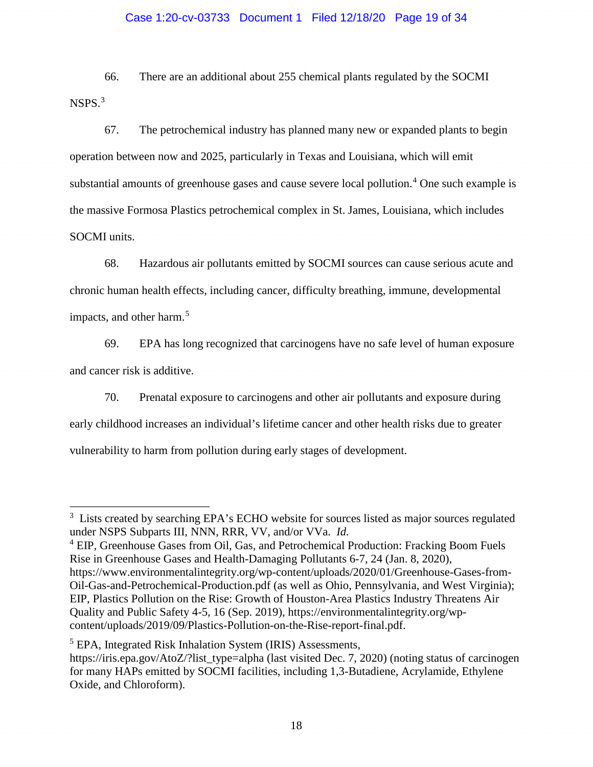66. There are an additional about 255 chemical plants regulated by the SOCMI NSPS.[3]

67. The petrochemical industry has planned many new or expanded plants to begin operation between now and 2025, particularly in Texas and Louisiana, which will emit substantial amounts of greenhouse gases and cause severe local pollution.[4] One such example is the massive Formosa Plastics petrochemical complex in St. James, Louisiana, which includes SOCMI units.

68. Hazardous air pollutants emitted by SOCMI sources can cause serious acute and chronic human health effects, including cancer, difficulty breathing, immune, developmental impacts, and other harm.[5]

69. EPA has long recognized that carcinogens have no safe level of human exposure and cancer risk is additive.

70. Prenatal exposure to carcinogens and other air pollutants and exposure during early childhood increases an individual's lifetime cancer and other health risks due to greater vulnerability to harm from pollution during early stages of development.

---

[3] Lists created by searching EPA's ECHO website for sources listed as major sources regulated under NSPS Subparts III, NNN, RRR, VV, and/or VVa. *Id.*

[4] EIP, Greenhouse Gases from Oil, Gas, and Petrochemical Production: Fracking Boom Fuels Rise in Greenhouse Gases and Health-Damaging Pollutants 6-7, 24 (Jan. 8, 2020), https://www.environmentalintegrity.org/wp-content/uploads/2020/01/Greenhouse-Gases-from-Oil-Gas-and-Petrochemical-Production.pdf (as well as Ohio, Pennsylvania, and West Virginia); EIP, Plastics Pollution on the Rise: Growth of Houston-Area Plastics Industry Threatens Air Quality and Public Safety 4-5, 16 (Sep. 2019), https://environmentalintegrity.org/wp-content/uploads/2019/09/Plastics-Pollution-on-the-Rise-report-final.pdf.

[5] EPA, Integrated Risk Inhalation System (IRIS) Assessments, https://iris.epa.gov/AtoZ/?list_type=alpha (last visited Dec. 7, 2020) (noting status of carcinogen for many HAPs emitted by SOCMI facilities, including 1,3-Butadiene, Acrylamide, Ethylene Oxide, and Chloroform).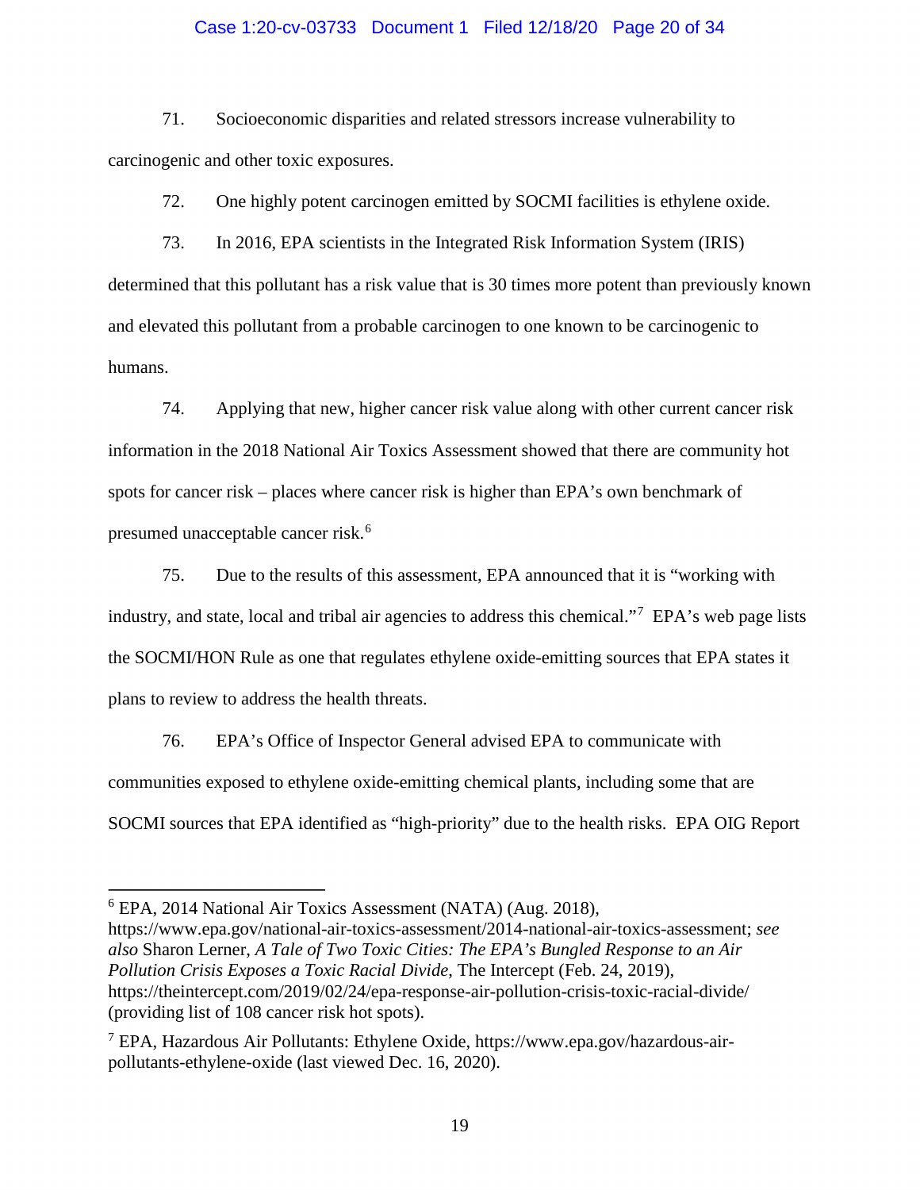71. Socioeconomic disparities and related stressors increase vulnerability to carcinogenic and other toxic exposures.

72. One highly potent carcinogen emitted by SOCMI facilities is ethylene oxide.

73. In 2016, EPA scientists in the Integrated Risk Information System (IRIS) determined that this pollutant has a risk value that is 30 times more potent than previously known and elevated this pollutant from a probable carcinogen to one known to be carcinogenic to humans.

74. Applying that new, higher cancer risk value along with other current cancer risk information in the 2018 National Air Toxics Assessment showed that there are community hot spots for cancer risk – places where cancer risk is higher than EPA's own benchmark of presumed unacceptable cancer risk.[6]

75. Due to the results of this assessment, EPA announced that it is "working with industry, and state, local and tribal air agencies to address this chemical."[7] EPA's web page lists the SOCMI/HON Rule as one that regulates ethylene oxide-emitting sources that EPA states it plans to review to address the health threats.

76. EPA's Office of Inspector General advised EPA to communicate with communities exposed to ethylene oxide-emitting chemical plants, including some that are SOCMI sources that EPA identified as "high-priority" due to the health risks. EPA OIG Report

---

[6] EPA, 2014 National Air Toxics Assessment (NATA) (Aug. 2018), https://www.epa.gov/national-air-toxics-assessment/2014-national-air-toxics-assessment; *see also* Sharon Lerner, *A Tale of Two Toxic Cities: The EPA's Bungled Response to an Air Pollution Crisis Exposes a Toxic Racial Divide*, The Intercept (Feb. 24, 2019), https://theintercept.com/2019/02/24/epa-response-air-pollution-crisis-toxic-racial-divide/ (providing list of 108 cancer risk hot spots).

[7] EPA, Hazardous Air Pollutants: Ethylene Oxide, https://www.epa.gov/hazardous-air-pollutants-ethylene-oxide (last viewed Dec. 16, 2020).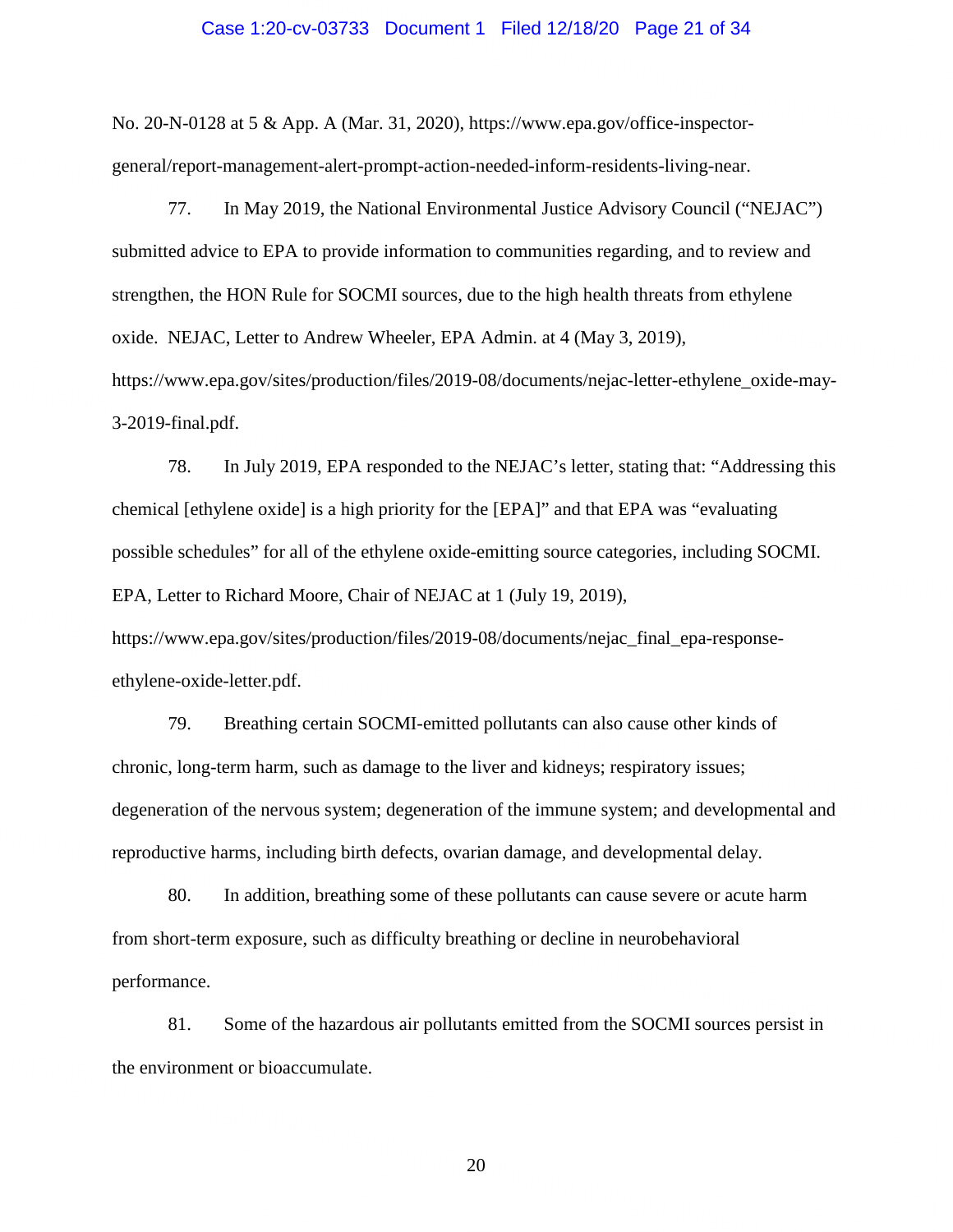No. 20-N-0128 at 5 & App. A (Mar. 31, 2020), https://www.epa.gov/office-inspector-general/report-management-alert-prompt-action-needed-inform-residents-living-near.

77. In May 2019, the National Environmental Justice Advisory Council ("NEJAC") submitted advice to EPA to provide information to communities regarding, and to review and strengthen, the HON Rule for SOCMI sources, due to the high health threats from ethylene oxide. NEJAC, Letter to Andrew Wheeler, EPA Admin. at 4 (May 3, 2019), https://www.epa.gov/sites/production/files/2019-08/documents/nejac-letter-ethylene_oxide-may-3-2019-final.pdf.

78. In July 2019, EPA responded to the NEJAC's letter, stating that: "Addressing this chemical [ethylene oxide] is a high priority for the [EPA]" and that EPA was "evaluating possible schedules" for all of the ethylene oxide-emitting source categories, including SOCMI. EPA, Letter to Richard Moore, Chair of NEJAC at 1 (July 19, 2019), https://www.epa.gov/sites/production/files/2019-08/documents/nejac_final_epa-response-ethylene-oxide-letter.pdf.

79. Breathing certain SOCMI-emitted pollutants can also cause other kinds of chronic, long-term harm, such as damage to the liver and kidneys; respiratory issues; degeneration of the nervous system; degeneration of the immune system; and developmental and reproductive harms, including birth defects, ovarian damage, and developmental delay.

80. In addition, breathing some of these pollutants can cause severe or acute harm from short-term exposure, such as difficulty breathing or decline in neurobehavioral performance.

81. Some of the hazardous air pollutants emitted from the SOCMI sources persist in the environment or bioaccumulate.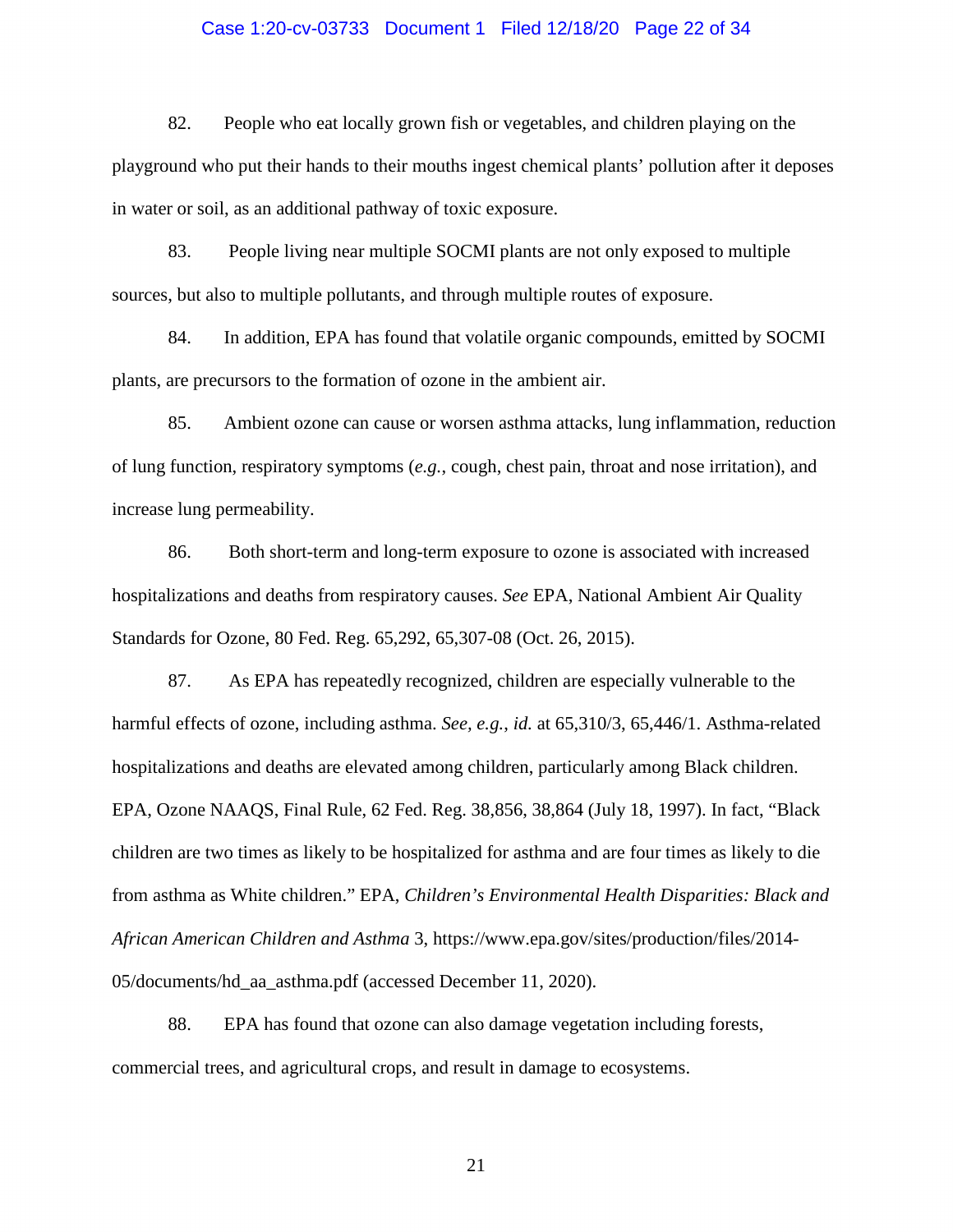82. People who eat locally grown fish or vegetables, and children playing on the playground who put their hands to their mouths ingest chemical plants' pollution after it deposes in water or soil, as an additional pathway of toxic exposure.

83. People living near multiple SOCMI plants are not only exposed to multiple sources, but also to multiple pollutants, and through multiple routes of exposure.

84. In addition, EPA has found that volatile organic compounds, emitted by SOCMI plants, are precursors to the formation of ozone in the ambient air.

85. Ambient ozone can cause or worsen asthma attacks, lung inflammation, reduction of lung function, respiratory symptoms (*e.g.*, cough, chest pain, throat and nose irritation), and increase lung permeability.

86. Both short-term and long-term exposure to ozone is associated with increased hospitalizations and deaths from respiratory causes. *See* EPA, National Ambient Air Quality Standards for Ozone, 80 Fed. Reg. 65,292, 65,307-08 (Oct. 26, 2015).

87. As EPA has repeatedly recognized, children are especially vulnerable to the harmful effects of ozone, including asthma. *See, e.g., id.* at 65,310/3, 65,446/1. Asthma-related hospitalizations and deaths are elevated among children, particularly among Black children. EPA, Ozone NAAQS, Final Rule, 62 Fed. Reg. 38,856, 38,864 (July 18, 1997). In fact, "Black children are two times as likely to be hospitalized for asthma and are four times as likely to die from asthma as White children." EPA, *Children's Environmental Health Disparities: Black and African American Children and Asthma* 3, https://www.epa.gov/sites/production/files/2014-05/documents/hd_aa_asthma.pdf (accessed December 11, 2020).

88. EPA has found that ozone can also damage vegetation including forests, commercial trees, and agricultural crops, and result in damage to ecosystems.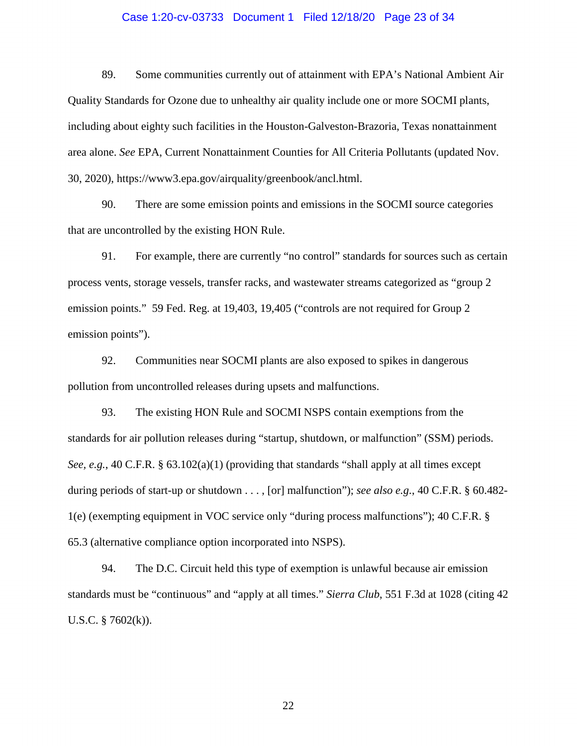89. Some communities currently out of attainment with EPA's National Ambient Air Quality Standards for Ozone due to unhealthy air quality include one or more SOCMI plants, including about eighty such facilities in the Houston-Galveston-Brazoria, Texas nonattainment area alone. *See* EPA, Current Nonattainment Counties for All Criteria Pollutants (updated Nov. 30, 2020), https://www3.epa.gov/airquality/greenbook/ancl.html.

90. There are some emission points and emissions in the SOCMI source categories that are uncontrolled by the existing HON Rule.

91. For example, there are currently "no control" standards for sources such as certain process vents, storage vessels, transfer racks, and wastewater streams categorized as "group 2 emission points." 59 Fed. Reg. at 19,403, 19,405 ("controls are not required for Group 2 emission points").

92. Communities near SOCMI plants are also exposed to spikes in dangerous pollution from uncontrolled releases during upsets and malfunctions.

93. The existing HON Rule and SOCMI NSPS contain exemptions from the standards for air pollution releases during "startup, shutdown, or malfunction" (SSM) periods. *See*, *e.g.*, 40 C.F.R. § 63.102(a)(1) (providing that standards "shall apply at all times except during periods of start-up or shutdown . . . , [or] malfunction"); *see also e.g.*, 40 C.F.R. § 60.482-1(e) (exempting equipment in VOC service only "during process malfunctions"); 40 C.F.R. § 65.3 (alternative compliance option incorporated into NSPS).

94. The D.C. Circuit held this type of exemption is unlawful because air emission standards must be "continuous" and "apply at all times." *Sierra Club*, 551 F.3d at 1028 (citing 42 U.S.C. § 7602(k)).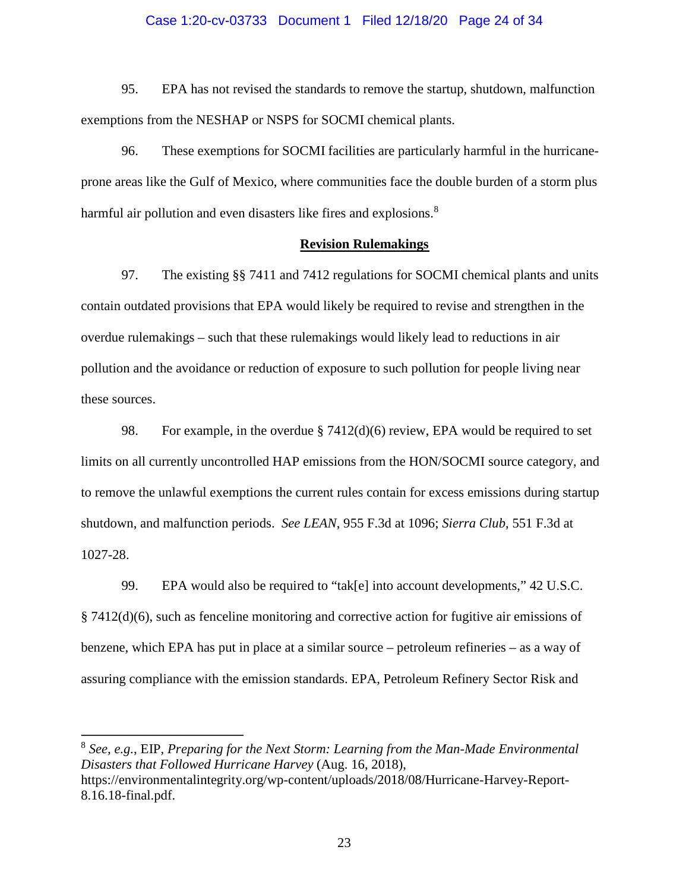95. EPA has not revised the standards to remove the startup, shutdown, malfunction exemptions from the NESHAP or NSPS for SOCMI chemical plants.

96. These exemptions for SOCMI facilities are particularly harmful in the hurricane-prone areas like the Gulf of Mexico, where communities face the double burden of a storm plus harmful air pollution and even disasters like fires and explosions.[8]

**Revision Rulemakings**

97. The existing §§ 7411 and 7412 regulations for SOCMI chemical plants and units contain outdated provisions that EPA would likely be required to revise and strengthen in the overdue rulemakings – such that these rulemakings would likely lead to reductions in air pollution and the avoidance or reduction of exposure to such pollution for people living near these sources.

98. For example, in the overdue § 7412(d)(6) review, EPA would be required to set limits on all currently uncontrolled HAP emissions from the HON/SOCMI source category, and to remove the unlawful exemptions the current rules contain for excess emissions during startup shutdown, and malfunction periods. *See LEAN*, 955 F.3d at 1096; *Sierra Club*, 551 F.3d at 1027-28.

99. EPA would also be required to "tak[e] into account developments," 42 U.S.C. § 7412(d)(6), such as fenceline monitoring and corrective action for fugitive air emissions of benzene, which EPA has put in place at a similar source – petroleum refineries – as a way of assuring compliance with the emission standards. EPA, Petroleum Refinery Sector Risk and

---

[8] *See, e.g.*, EIP, *Preparing for the Next Storm: Learning from the Man-Made Environmental Disasters that Followed Hurricane Harvey* (Aug. 16, 2018), https://environmentalintegrity.org/wp-content/uploads/2018/08/Hurricane-Harvey-Report-8.16.18-final.pdf.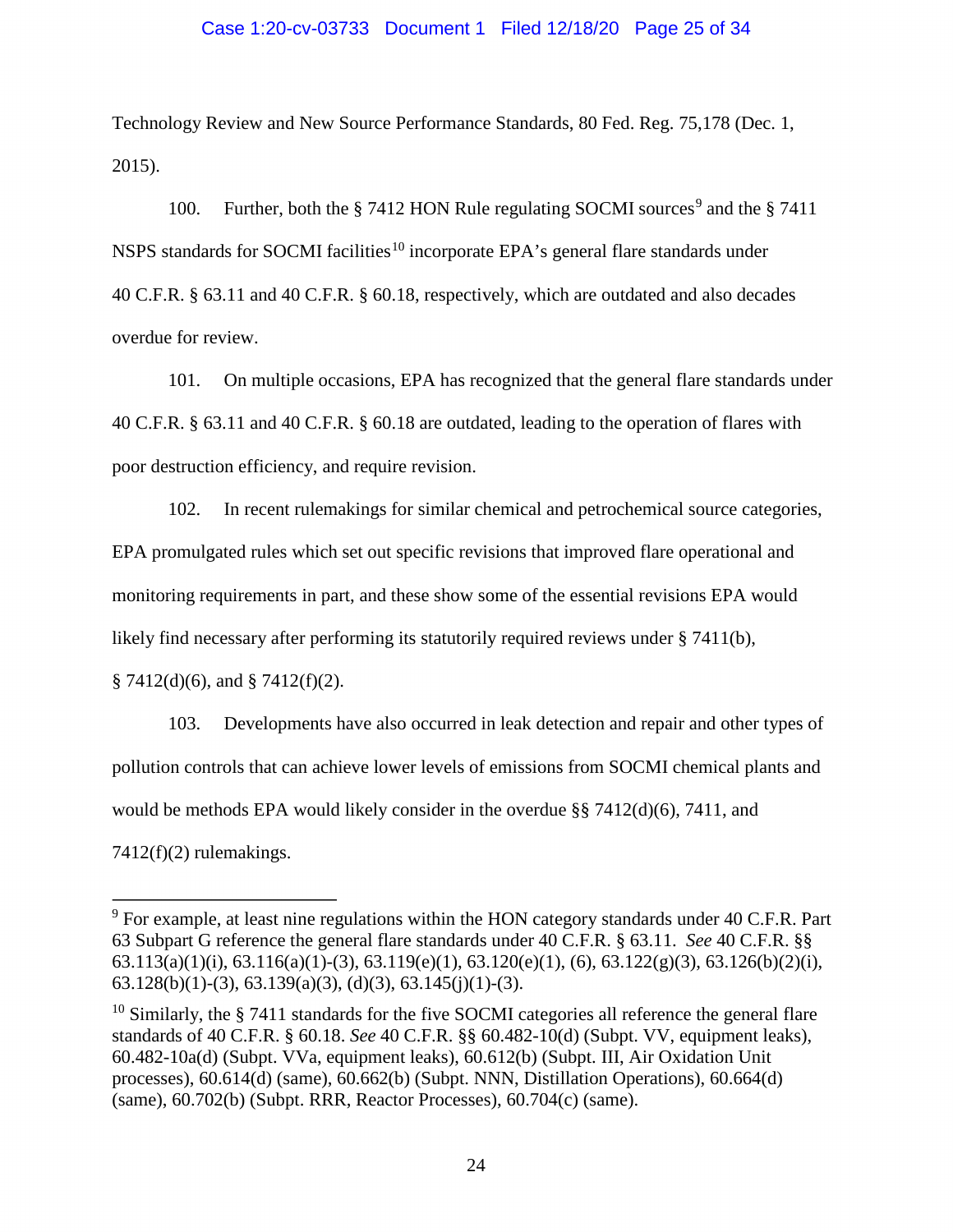Technology Review and New Source Performance Standards, 80 Fed. Reg. 75,178 (Dec. 1, 2015).

100. Further, both the § 7412 HON Rule regulating SOCMI sources[9] and the § 7411 NSPS standards for SOCMI facilities[10] incorporate EPA's general flare standards under 40 C.F.R. § 63.11 and 40 C.F.R. § 60.18, respectively, which are outdated and also decades overdue for review.

101. On multiple occasions, EPA has recognized that the general flare standards under 40 C.F.R. § 63.11 and 40 C.F.R. § 60.18 are outdated, leading to the operation of flares with poor destruction efficiency, and require revision.

102. In recent rulemakings for similar chemical and petrochemical source categories, EPA promulgated rules which set out specific revisions that improved flare operational and monitoring requirements in part, and these show some of the essential revisions EPA would likely find necessary after performing its statutorily required reviews under § 7411(b), § 7412(d)(6), and § 7412(f)(2).

103. Developments have also occurred in leak detection and repair and other types of pollution controls that can achieve lower levels of emissions from SOCMI chemical plants and would be methods EPA would likely consider in the overdue §§ 7412(d)(6), 7411, and 7412(f)(2) rulemakings.

---

[9] For example, at least nine regulations within the HON category standards under 40 C.F.R. Part 63 Subpart G reference the general flare standards under 40 C.F.R. § 63.11. *See* 40 C.F.R. §§ 63.113(a)(1)(i), 63.116(a)(1)-(3), 63.119(e)(1), 63.120(e)(1), (6), 63.122(g)(3), 63.126(b)(2)(i), 63.128(b)(1)-(3), 63.139(a)(3), (d)(3), 63.145(j)(1)-(3).

[10] Similarly, the § 7411 standards for the five SOCMI categories all reference the general flare standards of 40 C.F.R. § 60.18. *See* 40 C.F.R. §§ 60.482-10(d) (Subpt. VV, equipment leaks), 60.482-10a(d) (Subpt. VVa, equipment leaks), 60.612(b) (Subpt. III, Air Oxidation Unit processes), 60.614(d) (same), 60.662(b) (Subpt. NNN, Distillation Operations), 60.664(d) (same), 60.702(b) (Subpt. RRR, Reactor Processes), 60.704(c) (same).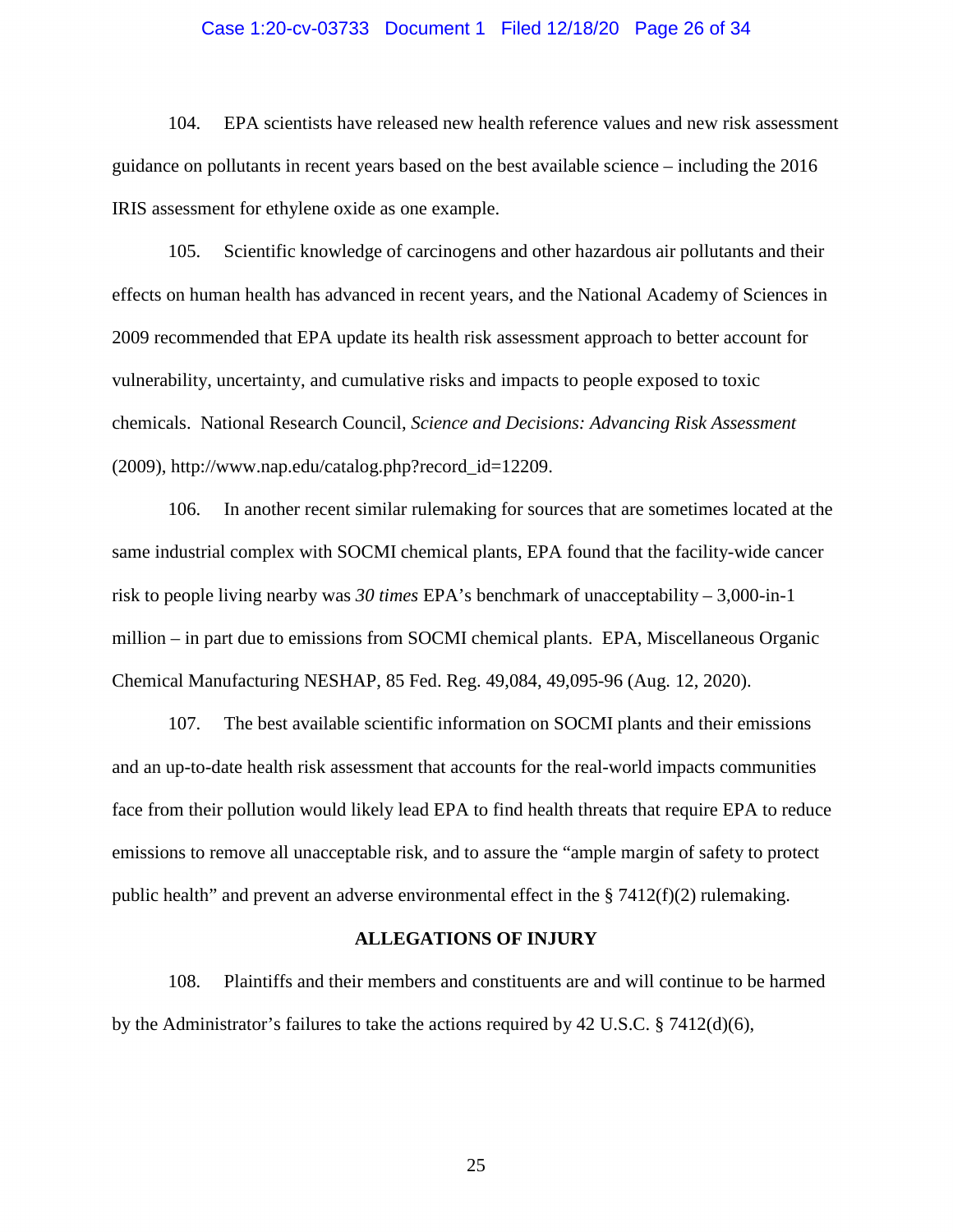104. EPA scientists have released new health reference values and new risk assessment guidance on pollutants in recent years based on the best available science – including the 2016 IRIS assessment for ethylene oxide as one example.

105. Scientific knowledge of carcinogens and other hazardous air pollutants and their effects on human health has advanced in recent years, and the National Academy of Sciences in 2009 recommended that EPA update its health risk assessment approach to better account for vulnerability, uncertainty, and cumulative risks and impacts to people exposed to toxic chemicals. National Research Council, *Science and Decisions: Advancing Risk Assessment* (2009), http://www.nap.edu/catalog.php?record_id=12209.

106. In another recent similar rulemaking for sources that are sometimes located at the same industrial complex with SOCMI chemical plants, EPA found that the facility-wide cancer risk to people living nearby was *30 times* EPA's benchmark of unacceptability – 3,000-in-1 million – in part due to emissions from SOCMI chemical plants. EPA, Miscellaneous Organic Chemical Manufacturing NESHAP, 85 Fed. Reg. 49,084, 49,095-96 (Aug. 12, 2020).

107. The best available scientific information on SOCMI plants and their emissions and an up-to-date health risk assessment that accounts for the real-world impacts communities face from their pollution would likely lead EPA to find health threats that require EPA to reduce emissions to remove all unacceptable risk, and to assure the "ample margin of safety to protect public health" and prevent an adverse environmental effect in the § 7412(f)(2) rulemaking.

**ALLEGATIONS OF INJURY**

108. Plaintiffs and their members and constituents are and will continue to be harmed by the Administrator's failures to take the actions required by 42 U.S.C. § 7412(d)(6),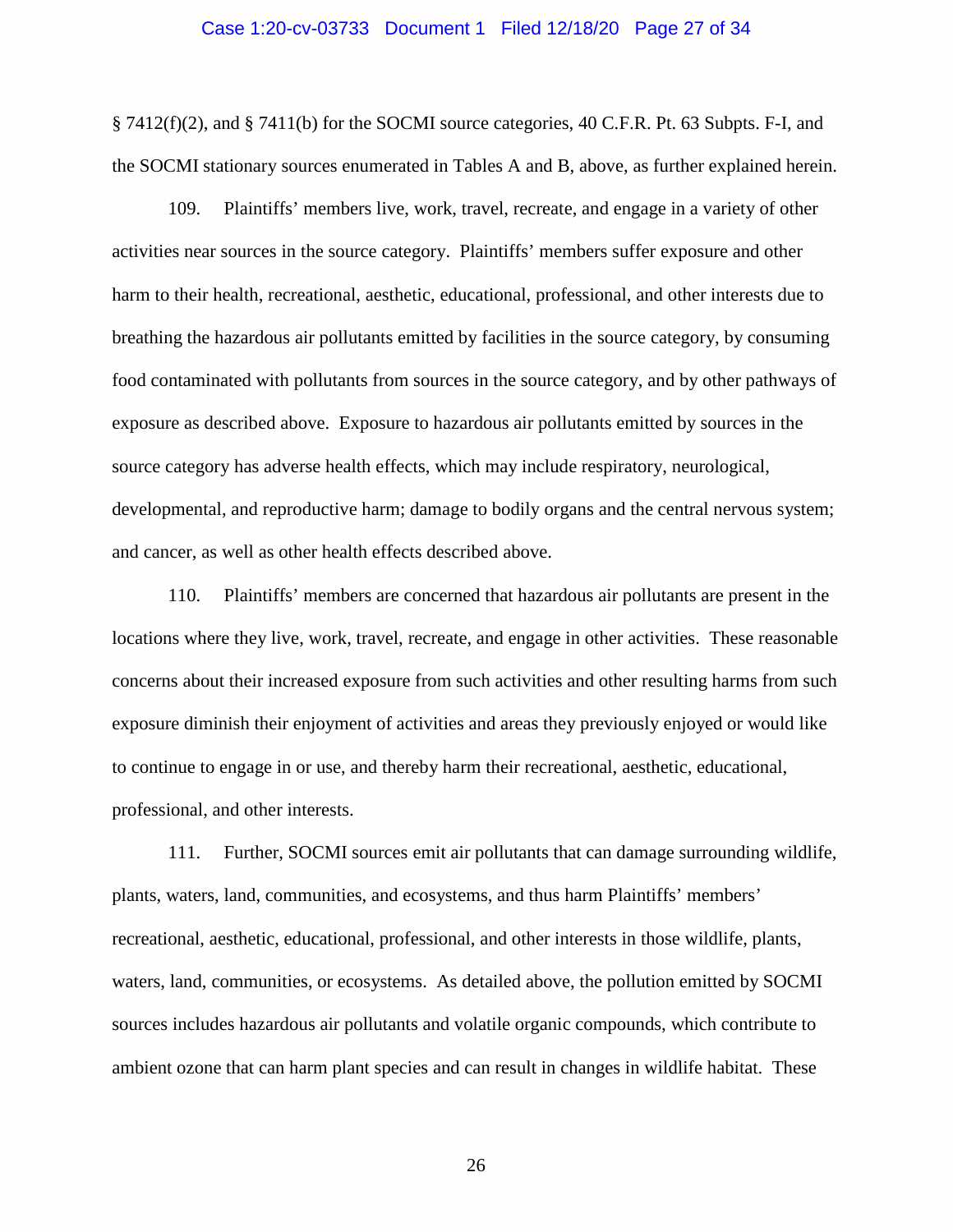§ 7412(f)(2), and § 7411(b) for the SOCMI source categories, 40 C.F.R. Pt. 63 Subpts. F-I, and the SOCMI stationary sources enumerated in Tables A and B, above, as further explained herein.

109. Plaintiffs' members live, work, travel, recreate, and engage in a variety of other activities near sources in the source category. Plaintiffs' members suffer exposure and other harm to their health, recreational, aesthetic, educational, professional, and other interests due to breathing the hazardous air pollutants emitted by facilities in the source category, by consuming food contaminated with pollutants from sources in the source category, and by other pathways of exposure as described above. Exposure to hazardous air pollutants emitted by sources in the source category has adverse health effects, which may include respiratory, neurological, developmental, and reproductive harm; damage to bodily organs and the central nervous system; and cancer, as well as other health effects described above.

110. Plaintiffs' members are concerned that hazardous air pollutants are present in the locations where they live, work, travel, recreate, and engage in other activities. These reasonable concerns about their increased exposure from such activities and other resulting harms from such exposure diminish their enjoyment of activities and areas they previously enjoyed or would like to continue to engage in or use, and thereby harm their recreational, aesthetic, educational, professional, and other interests.

111. Further, SOCMI sources emit air pollutants that can damage surrounding wildlife, plants, waters, land, communities, and ecosystems, and thus harm Plaintiffs' members' recreational, aesthetic, educational, professional, and other interests in those wildlife, plants, waters, land, communities, or ecosystems. As detailed above, the pollution emitted by SOCMI sources includes hazardous air pollutants and volatile organic compounds, which contribute to ambient ozone that can harm plant species and can result in changes in wildlife habitat. These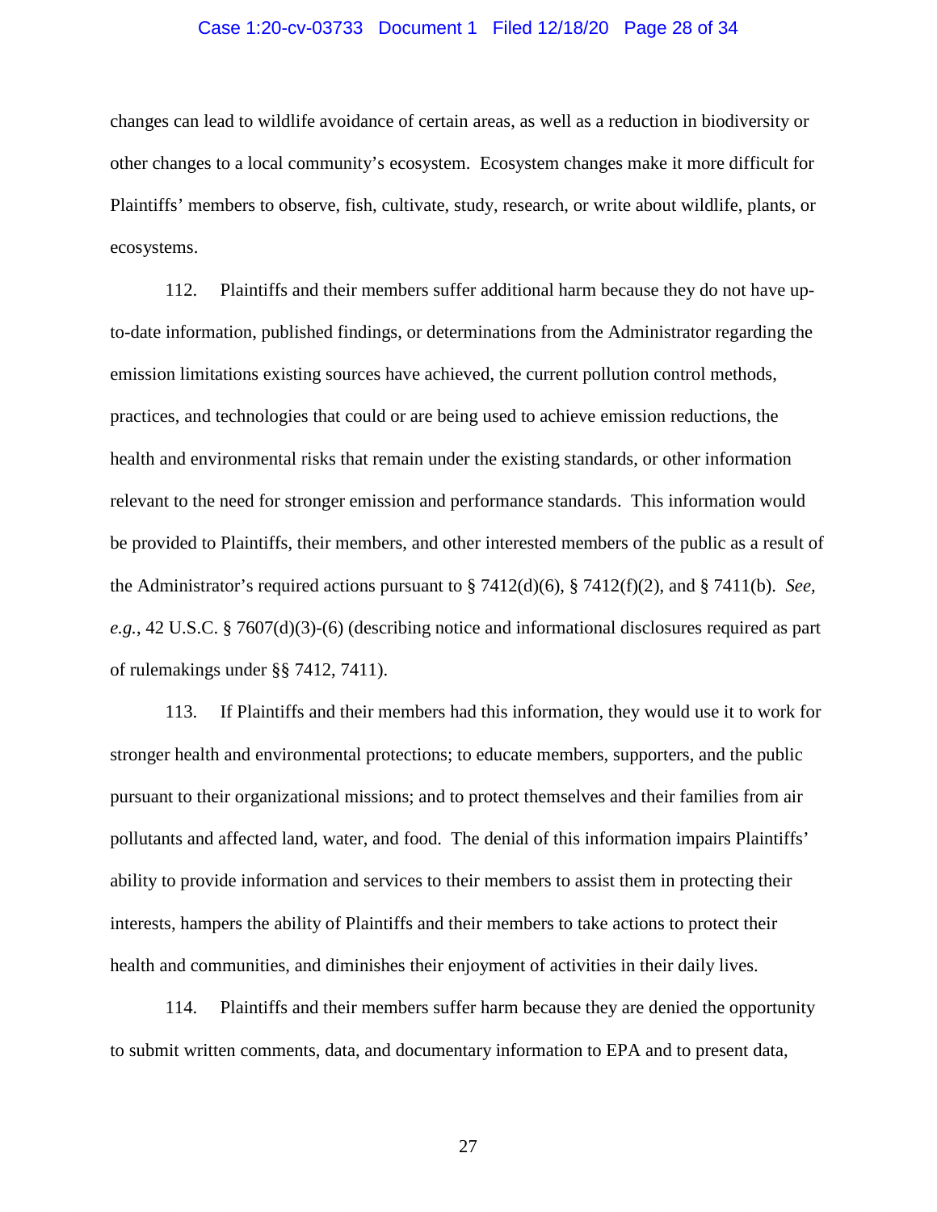changes can lead to wildlife avoidance of certain areas, as well as a reduction in biodiversity or other changes to a local community's ecosystem. Ecosystem changes make it more difficult for Plaintiffs' members to observe, fish, cultivate, study, research, or write about wildlife, plants, or ecosystems.

112. Plaintiffs and their members suffer additional harm because they do not have up-to-date information, published findings, or determinations from the Administrator regarding the emission limitations existing sources have achieved, the current pollution control methods, practices, and technologies that could or are being used to achieve emission reductions, the health and environmental risks that remain under the existing standards, or other information relevant to the need for stronger emission and performance standards. This information would be provided to Plaintiffs, their members, and other interested members of the public as a result of the Administrator's required actions pursuant to § 7412(d)(6), § 7412(f)(2), and § 7411(b). *See, e.g.*, 42 U.S.C. § 7607(d)(3)-(6) (describing notice and informational disclosures required as part of rulemakings under §§ 7412, 7411).

113. If Plaintiffs and their members had this information, they would use it to work for stronger health and environmental protections; to educate members, supporters, and the public pursuant to their organizational missions; and to protect themselves and their families from air pollutants and affected land, water, and food. The denial of this information impairs Plaintiffs' ability to provide information and services to their members to assist them in protecting their interests, hampers the ability of Plaintiffs and their members to take actions to protect their health and communities, and diminishes their enjoyment of activities in their daily lives.

114. Plaintiffs and their members suffer harm because they are denied the opportunity to submit written comments, data, and documentary information to EPA and to present data,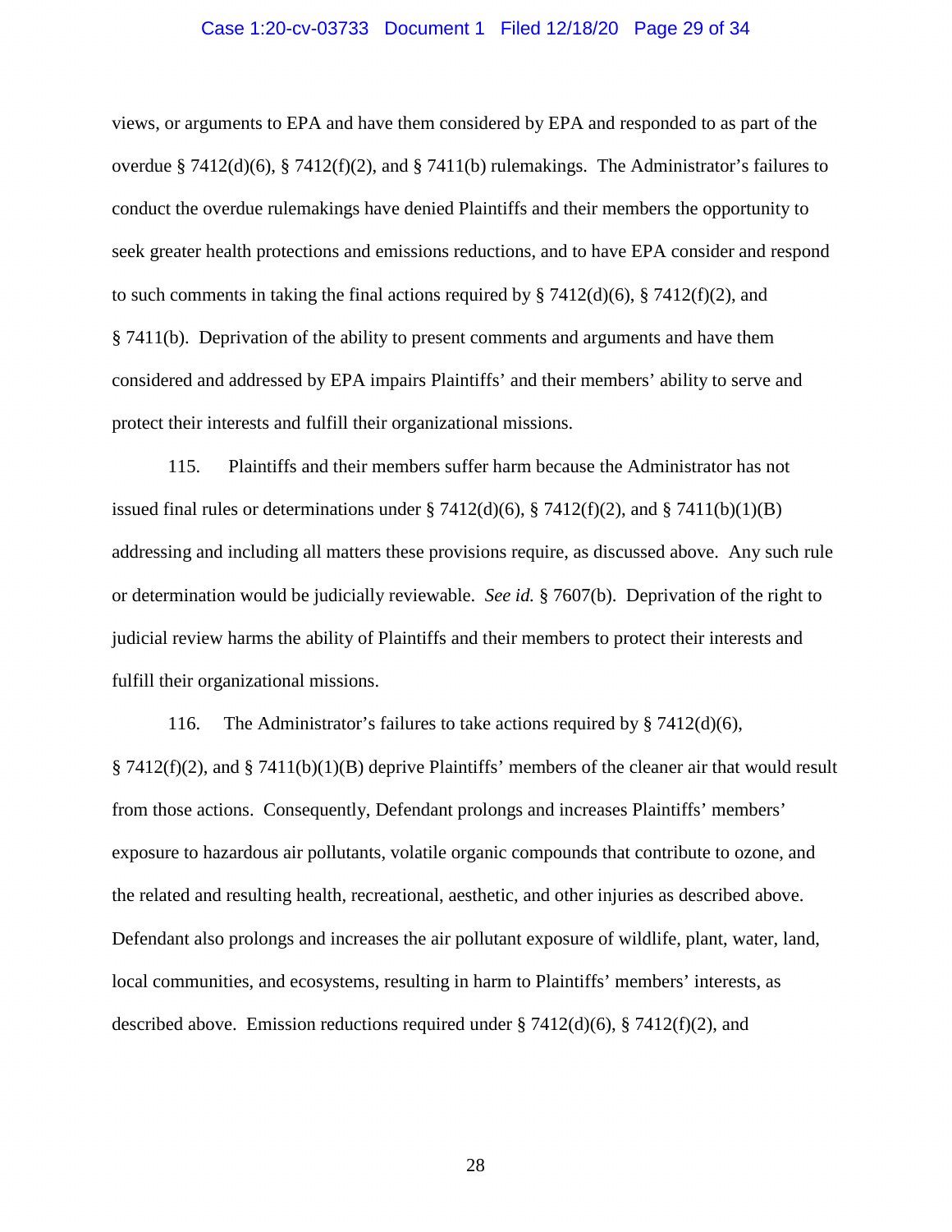views, or arguments to EPA and have them considered by EPA and responded to as part of the overdue § 7412(d)(6), § 7412(f)(2), and § 7411(b) rulemakings. The Administrator's failures to conduct the overdue rulemakings have denied Plaintiffs and their members the opportunity to seek greater health protections and emissions reductions, and to have EPA consider and respond to such comments in taking the final actions required by § 7412(d)(6), § 7412(f)(2), and § 7411(b). Deprivation of the ability to present comments and arguments and have them considered and addressed by EPA impairs Plaintiffs' and their members' ability to serve and protect their interests and fulfill their organizational missions.

115. Plaintiffs and their members suffer harm because the Administrator has not issued final rules or determinations under § 7412(d)(6), § 7412(f)(2), and § 7411(b)(1)(B) addressing and including all matters these provisions require, as discussed above. Any such rule or determination would be judicially reviewable. *See id.* § 7607(b). Deprivation of the right to judicial review harms the ability of Plaintiffs and their members to protect their interests and fulfill their organizational missions.

116. The Administrator's failures to take actions required by § 7412(d)(6), § 7412(f)(2), and § 7411(b)(1)(B) deprive Plaintiffs' members of the cleaner air that would result from those actions. Consequently, Defendant prolongs and increases Plaintiffs' members' exposure to hazardous air pollutants, volatile organic compounds that contribute to ozone, and the related and resulting health, recreational, aesthetic, and other injuries as described above. Defendant also prolongs and increases the air pollutant exposure of wildlife, plant, water, land, local communities, and ecosystems, resulting in harm to Plaintiffs' members' interests, as described above. Emission reductions required under § 7412(d)(6), § 7412(f)(2), and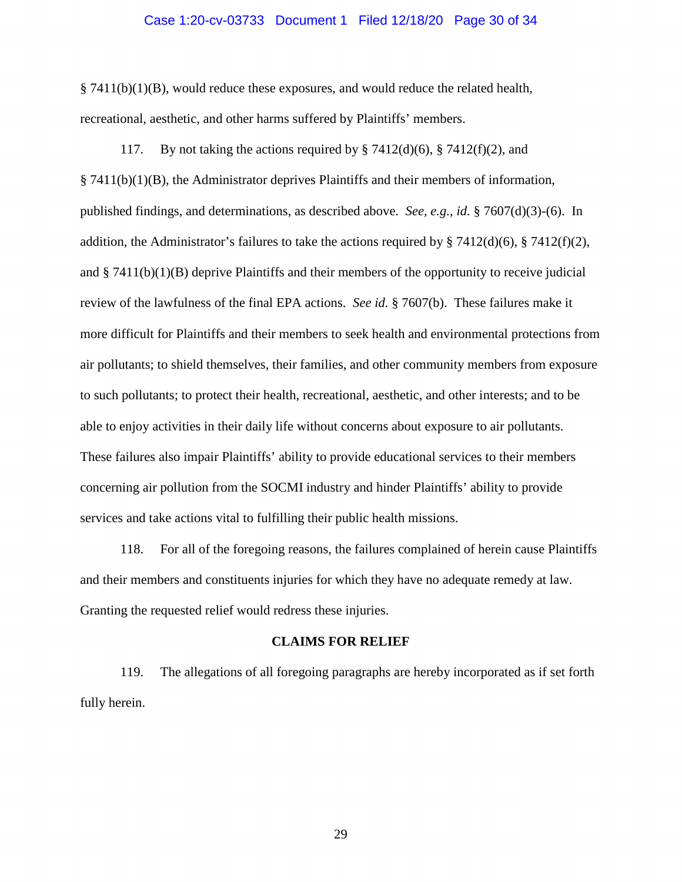§ 7411(b)(1)(B), would reduce these exposures, and would reduce the related health, recreational, aesthetic, and other harms suffered by Plaintiffs' members.

117. By not taking the actions required by § 7412(d)(6), § 7412(f)(2), and § 7411(b)(1)(B), the Administrator deprives Plaintiffs and their members of information, published findings, and determinations, as described above. *See, e.g.*, *id.* § 7607(d)(3)-(6). In addition, the Administrator's failures to take the actions required by § 7412(d)(6), § 7412(f)(2), and § 7411(b)(1)(B) deprive Plaintiffs and their members of the opportunity to receive judicial review of the lawfulness of the final EPA actions. *See id.* § 7607(b). These failures make it more difficult for Plaintiffs and their members to seek health and environmental protections from air pollutants; to shield themselves, their families, and other community members from exposure to such pollutants; to protect their health, recreational, aesthetic, and other interests; and to be able to enjoy activities in their daily life without concerns about exposure to air pollutants. These failures also impair Plaintiffs' ability to provide educational services to their members concerning air pollution from the SOCMI industry and hinder Plaintiffs' ability to provide services and take actions vital to fulfilling their public health missions.

118. For all of the foregoing reasons, the failures complained of herein cause Plaintiffs and their members and constituents injuries for which they have no adequate remedy at law. Granting the requested relief would redress these injuries.

## CLAIMS FOR RELIEF

119. The allegations of all foregoing paragraphs are hereby incorporated as if set forth fully herein.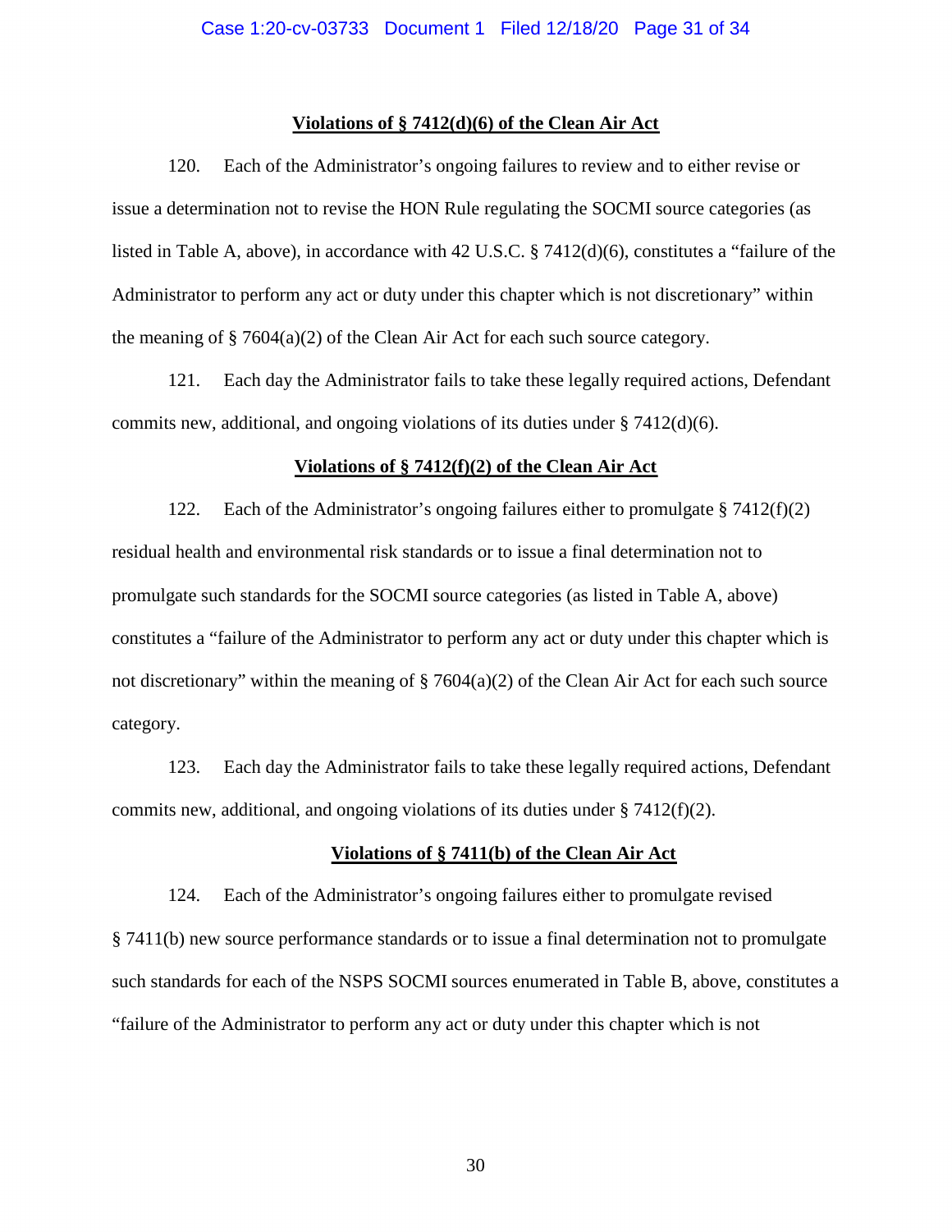**Violations of § 7412(d)(6) of the Clean Air Act**

120. Each of the Administrator's ongoing failures to review and to either revise or issue a determination not to revise the HON Rule regulating the SOCMI source categories (as listed in Table A, above), in accordance with 42 U.S.C. § 7412(d)(6), constitutes a "failure of the Administrator to perform any act or duty under this chapter which is not discretionary" within the meaning of § 7604(a)(2) of the Clean Air Act for each such source category.

121. Each day the Administrator fails to take these legally required actions, Defendant commits new, additional, and ongoing violations of its duties under § 7412(d)(6).

**Violations of § 7412(f)(2) of the Clean Air Act**

122. Each of the Administrator's ongoing failures either to promulgate § 7412(f)(2) residual health and environmental risk standards or to issue a final determination not to promulgate such standards for the SOCMI source categories (as listed in Table A, above) constitutes a "failure of the Administrator to perform any act or duty under this chapter which is not discretionary" within the meaning of § 7604(a)(2) of the Clean Air Act for each such source category.

123. Each day the Administrator fails to take these legally required actions, Defendant commits new, additional, and ongoing violations of its duties under § 7412(f)(2).

**Violations of § 7411(b) of the Clean Air Act**

124. Each of the Administrator's ongoing failures either to promulgate revised § 7411(b) new source performance standards or to issue a final determination not to promulgate such standards for each of the NSPS SOCMI sources enumerated in Table B, above, constitutes a "failure of the Administrator to perform any act or duty under this chapter which is not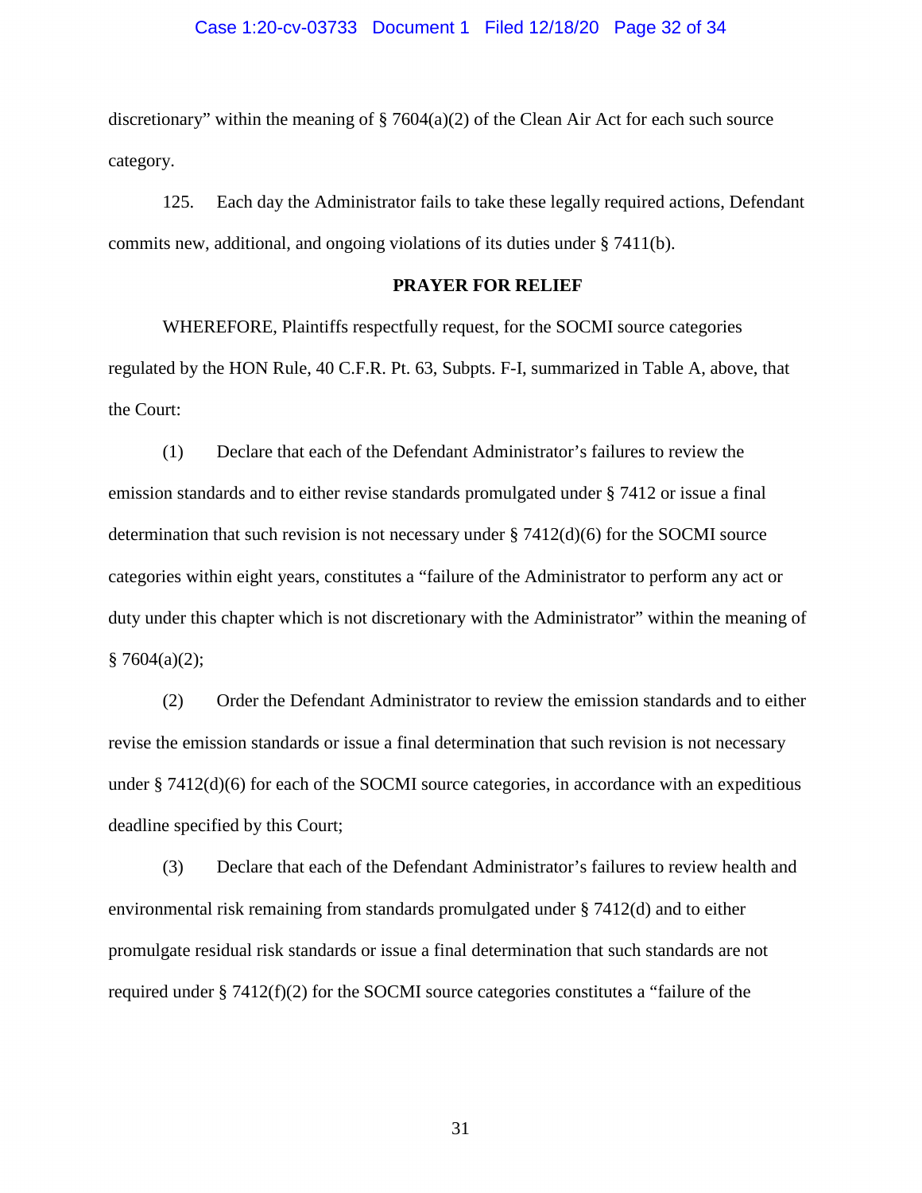discretionary" within the meaning of § 7604(a)(2) of the Clean Air Act for each such source category.

125. Each day the Administrator fails to take these legally required actions, Defendant commits new, additional, and ongoing violations of its duties under § 7411(b).

## PRAYER FOR RELIEF

WHEREFORE, Plaintiffs respectfully request, for the SOCMI source categories regulated by the HON Rule, 40 C.F.R. Pt. 63, Subpts. F-I, summarized in Table A, above, that the Court:

(1) Declare that each of the Defendant Administrator's failures to review the emission standards and to either revise standards promulgated under § 7412 or issue a final determination that such revision is not necessary under § 7412(d)(6) for the SOCMI source categories within eight years, constitutes a "failure of the Administrator to perform any act or duty under this chapter which is not discretionary with the Administrator" within the meaning of § 7604(a)(2);

(2) Order the Defendant Administrator to review the emission standards and to either revise the emission standards or issue a final determination that such revision is not necessary under § 7412(d)(6) for each of the SOCMI source categories, in accordance with an expeditious deadline specified by this Court;

(3) Declare that each of the Defendant Administrator's failures to review health and environmental risk remaining from standards promulgated under § 7412(d) and to either promulgate residual risk standards or issue a final determination that such standards are not required under § 7412(f)(2) for the SOCMI source categories constitutes a "failure of the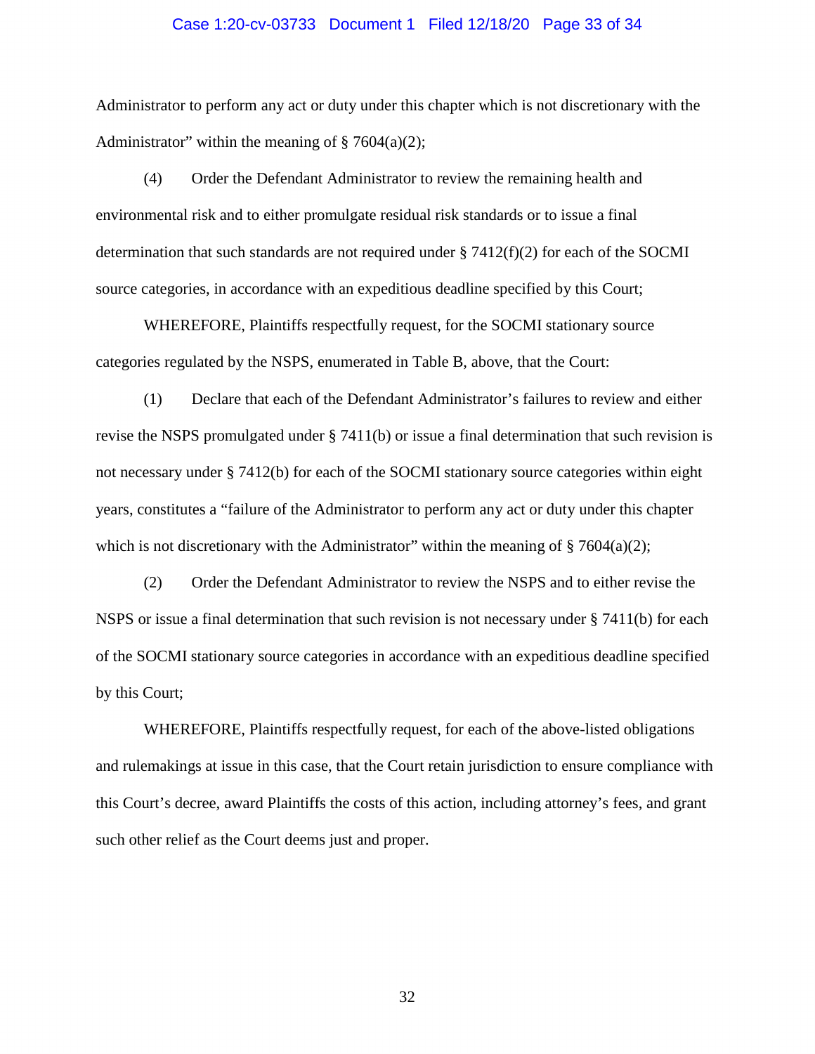Administrator to perform any act or duty under this chapter which is not discretionary with the Administrator" within the meaning of § 7604(a)(2);

(4) Order the Defendant Administrator to review the remaining health and environmental risk and to either promulgate residual risk standards or to issue a final determination that such standards are not required under § 7412(f)(2) for each of the SOCMI source categories, in accordance with an expeditious deadline specified by this Court;

WHEREFORE, Plaintiffs respectfully request, for the SOCMI stationary source categories regulated by the NSPS, enumerated in Table B, above, that the Court:

(1) Declare that each of the Defendant Administrator's failures to review and either revise the NSPS promulgated under § 7411(b) or issue a final determination that such revision is not necessary under § 7412(b) for each of the SOCMI stationary source categories within eight years, constitutes a "failure of the Administrator to perform any act or duty under this chapter which is not discretionary with the Administrator" within the meaning of § 7604(a)(2);

(2) Order the Defendant Administrator to review the NSPS and to either revise the NSPS or issue a final determination that such revision is not necessary under § 7411(b) for each of the SOCMI stationary source categories in accordance with an expeditious deadline specified by this Court;

WHEREFORE, Plaintiffs respectfully request, for each of the above-listed obligations and rulemakings at issue in this case, that the Court retain jurisdiction to ensure compliance with this Court's decree, award Plaintiffs the costs of this action, including attorney's fees, and grant such other relief as the Court deems just and proper.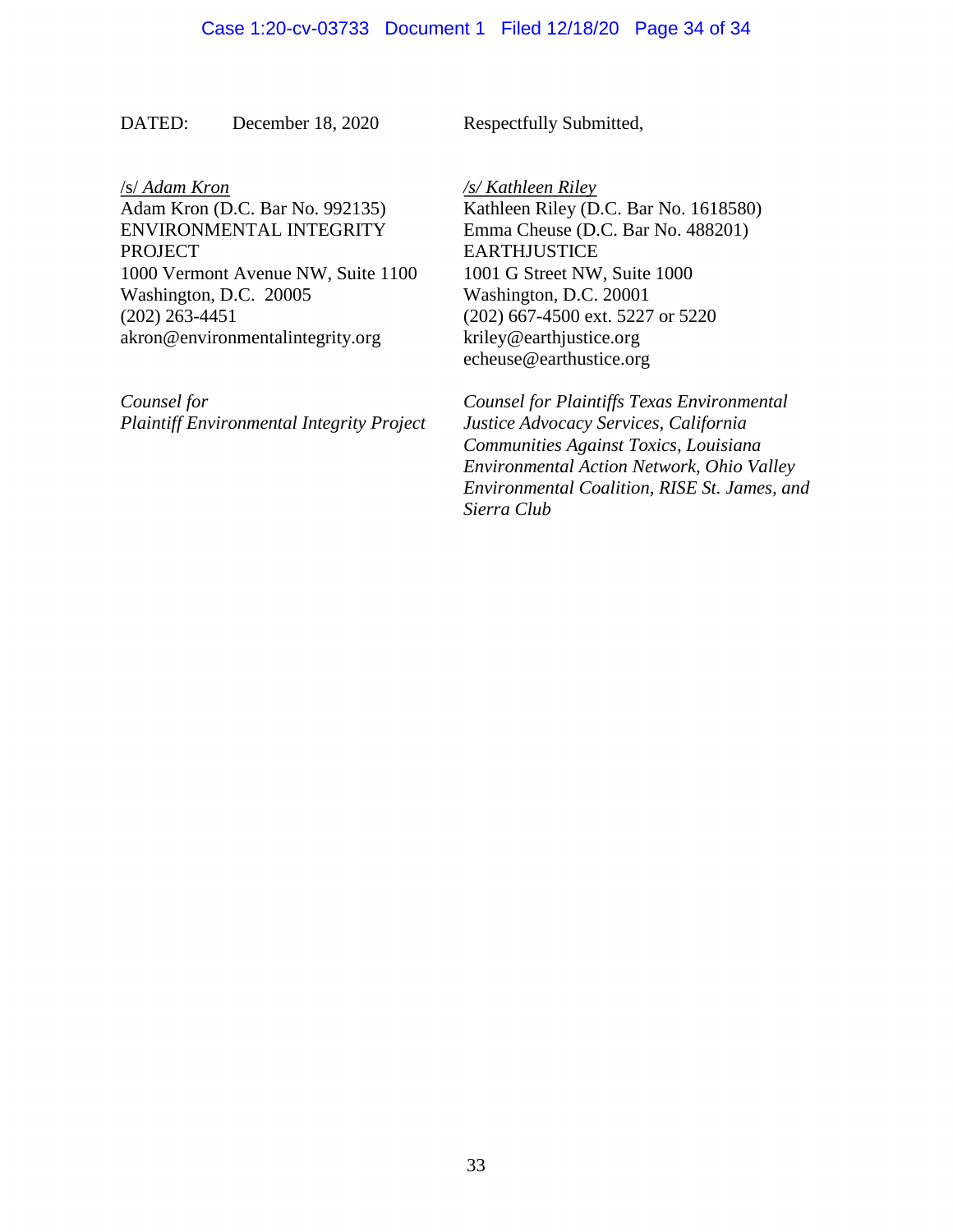DATED: December 18, 2020

Respectfully Submitted,

/s/ *Adam Kron*
Adam Kron (D.C. Bar No. 992135)
ENVIRONMENTAL INTEGRITY PROJECT
1000 Vermont Avenue NW, Suite 1100
Washington, D.C. 20005
(202) 263-4451
akron@environmentalintegrity.org

*Counsel for*
*Plaintiff Environmental Integrity Project*

*/s/ Kathleen Riley*
Kathleen Riley (D.C. Bar No. 1618580)
Emma Cheuse (D.C. Bar No. 488201)
EARTHJUSTICE
1001 G Street NW, Suite 1000
Washington, D.C. 20001
(202) 667-4500 ext. 5227 or 5220
kriley@earthjustice.org
echeuse@earthustice.org

*Counsel for Plaintiffs Texas Environmental Justice Advocacy Services, California Communities Against Toxics, Louisiana Environmental Action Network, Ohio Valley Environmental Coalition, RISE St. James, and Sierra Club*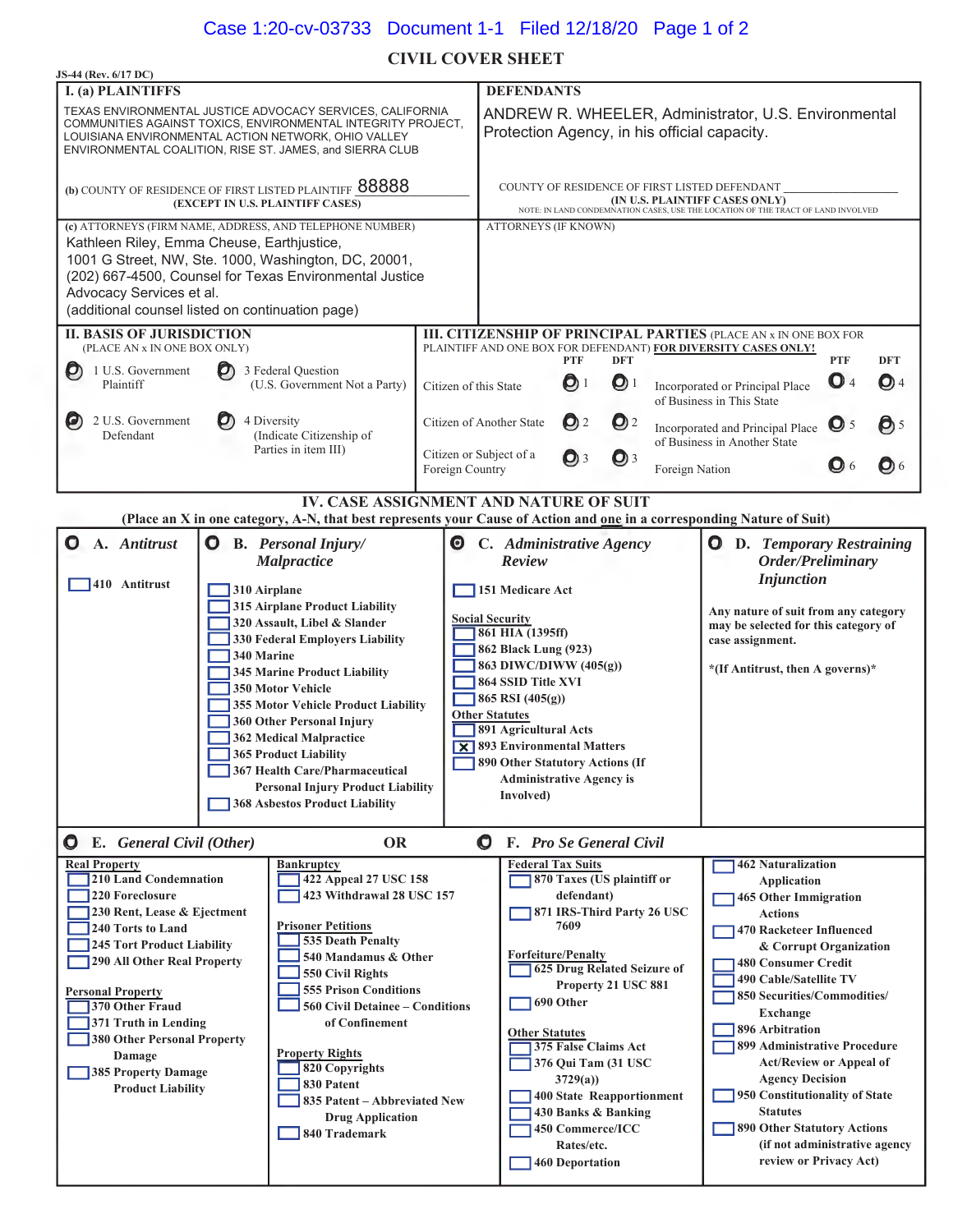# CIVIL COVER SHEET

JS-44 (Rev. 6/17 DC)

| I. (a) PLAINTIFFS | DEFENDANTS |
|---|---|
| TEXAS ENVIRONMENTAL JUSTICE ADVOCACY SERVICES, CALIFORNIA COMMUNITIES AGAINST TOXICS, ENVIRONMENTAL INTEGRITY PROJECT, LOUISIANA ENVIRONMENTAL ACTION NETWORK, OHIO VALLEY ENVIRONMENTAL COALITION, RISE ST. JAMES, and SIERRA CLUB | ANDREW R. WHEELER, Administrator, U.S. Environmental Protection Agency, in his official capacity. |
| (b) COUNTY OF RESIDENCE OF FIRST LISTED PLAINTIFF 88888 (EXCEPT IN U.S. PLAINTIFF CASES) | COUNTY OF RESIDENCE OF FIRST LISTED DEFENDANT (IN U.S. PLAINTIFF CASES ONLY) NOTE: IN LAND CONDEMNATION CASES, USE THE LOCATION OF THE TRACT OF LAND INVOLVED |
| (c) ATTORNEYS (FIRM NAME, ADDRESS, AND TELEPHONE NUMBER) Kathleen Riley, Emma Cheuse, Earthjustice, 1001 G Street, NW, Ste. 1000, Washington, DC, 20001, (202) 667-4500, Counsel for Texas Environmental Justice Advocacy Services et al. (additional counsel listed on continuation page) | ATTORNEYS (IF KNOWN) |

**II. BASIS OF JURISDICTION** (PLACE AN x IN ONE BOX ONLY)

- 1 U.S. Government Plaintiff
- 3 Federal Question (U.S. Government Not a Party)
- 2 U.S. Government Defendant
- 4 Diversity (Indicate Citizenship of Parties in item III)

**III. CITIZENSHIP OF PRINCIPAL PARTIES** (PLACE AN x IN ONE BOX FOR PLAINTIFF AND ONE BOX FOR DEFENDANT) FOR DIVERSITY CASES ONLY!

| | PTF | DFT | | PTF | DFT |
|---|---|---|---|---|---|
| Citizen of this State | 1 | 1 | Incorporated or Principal Place of Business in This State | 4 | 4 |
| Citizen of Another State | 2 | 2 | Incorporated and Principal Place of Business in Another State | 5 | 5 |
| Citizen or Subject of a Foreign Country | 3 | 3 | Foreign Nation | 6 | 6 |

## IV. CASE ASSIGNMENT AND NATURE OF SUIT

**(Place an X in one category, A-N, that best represents your Cause of Action and one in a corresponding Nature of Suit)**

**A. Antitrust**
- [ ] 410 Antitrust

**B. Personal Injury/ Malpractice**
- [ ] 310 Airplane
- [ ] 315 Airplane Product Liability
- [ ] 320 Assault, Libel & Slander
- [ ] 330 Federal Employers Liability
- [ ] 340 Marine
- [ ] 345 Marine Product Liability
- [ ] 350 Motor Vehicle
- [ ] 355 Motor Vehicle Product Liability
- [ ] 360 Other Personal Injury
- [ ] 362 Medical Malpractice
- [ ] 365 Product Liability
- [ ] 367 Health Care/Pharmaceutical Personal Injury Product Liability
- [ ] 368 Asbestos Product Liability

**C. Administrative Agency Review**
- [ ] 151 Medicare Act

Social Security
- [ ] 861 HIA (1395ff)
- [ ] 862 Black Lung (923)
- [ ] 863 DIWC/DIWW (405(g))
- [ ] 864 SSID Title XVI
- [ ] 865 RSI (405(g))

Other Statutes
- [ ] 891 Agricultural Acts
- [x] 893 Environmental Matters
- [ ] 890 Other Statutory Actions (If Administrative Agency is Involved)

**D. Temporary Restraining Order/Preliminary Injunction**

Any nature of suit from any category may be selected for this category of case assignment.

*(If Antitrust, then A governs)*

**E. General Civil (Other)** OR **F. Pro Se General Civil**

Real Property
- [ ] 210 Land Condemnation
- [ ] 220 Foreclosure
- [ ] 230 Rent, Lease & Ejectment
- [ ] 240 Torts to Land
- [ ] 245 Tort Product Liability
- [ ] 290 All Other Real Property

Personal Property
- [ ] 370 Other Fraud
- [ ] 371 Truth in Lending
- [ ] 380 Other Personal Property Damage
- [ ] 385 Property Damage Product Liability

Bankruptcy
- [ ] 422 Appeal 27 USC 158
- [ ] 423 Withdrawal 28 USC 157

Prisoner Petitions
- [ ] 535 Death Penalty
- [ ] 540 Mandamus & Other
- [ ] 550 Civil Rights
- [ ] 555 Prison Conditions
- [ ] 560 Civil Detainee – Conditions of Confinement

Property Rights
- [ ] 820 Copyrights
- [ ] 830 Patent
- [ ] 835 Patent – Abbreviated New Drug Application
- [ ] 840 Trademark

Federal Tax Suits
- [ ] 870 Taxes (US plaintiff or defendant)
- [ ] 871 IRS-Third Party 26 USC 7609

Forfeiture/Penalty
- [ ] 625 Drug Related Seizure of Property 21 USC 881
- [ ] 690 Other

Other Statutes
- [ ] 375 False Claims Act
- [ ] 376 Qui Tam (31 USC 3729(a))
- [ ] 400 State Reapportionment
- [ ] 430 Banks & Banking
- [ ] 450 Commerce/ICC Rates/etc.
- [ ] 460 Deportation
- [ ] 462 Naturalization Application
- [ ] 465 Other Immigration Actions
- [ ] 470 Racketeer Influenced & Corrupt Organization
- [ ] 480 Consumer Credit
- [ ] 490 Cable/Satellite TV
- [ ] 850 Securities/Commodities/ Exchange
- [ ] 896 Arbitration
- [ ] 899 Administrative Procedure Act/Review or Appeal of Agency Decision
- [ ] 950 Constitutionality of State Statutes
- [ ] 890 Other Statutory Actions (if not administrative agency review or Privacy Act)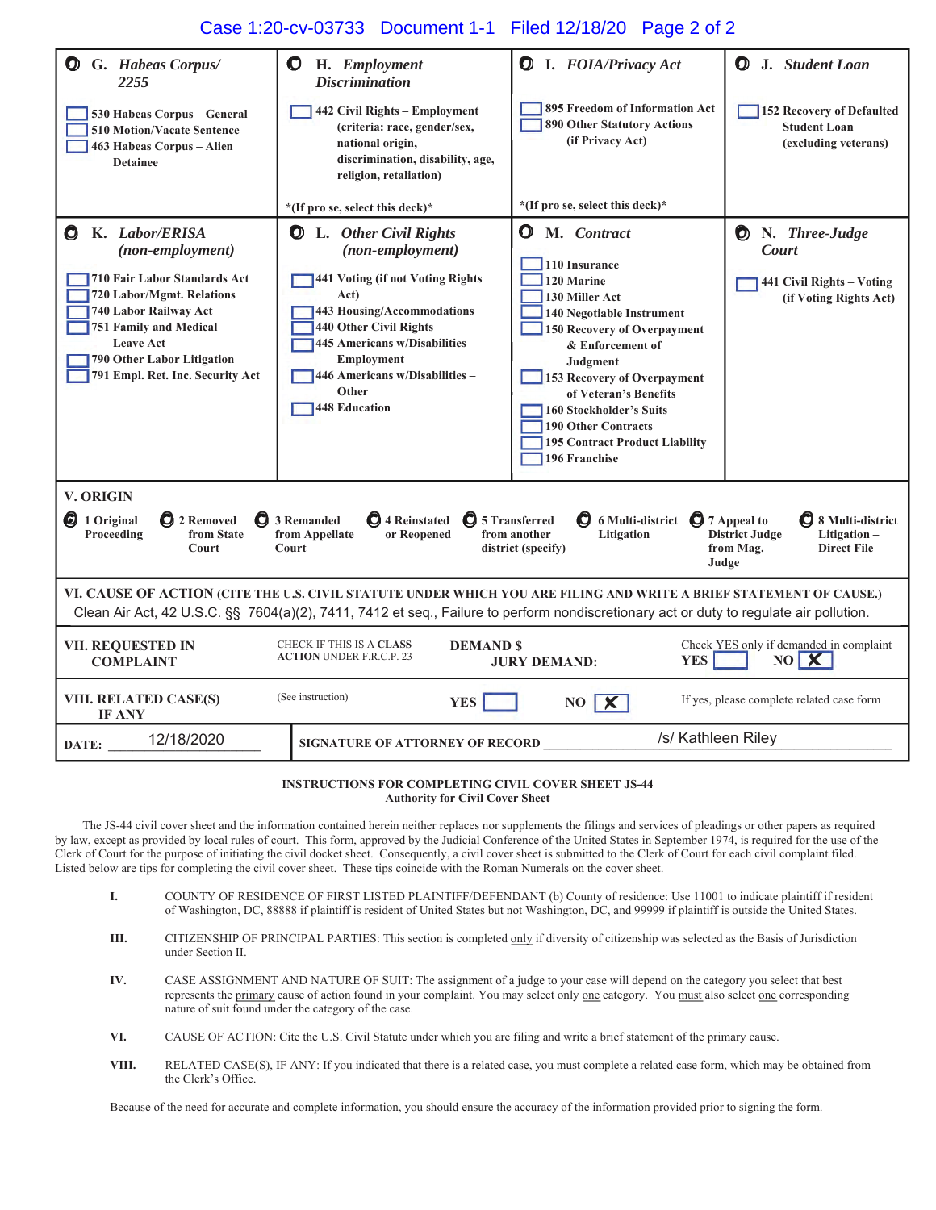| G. *Habeas Corpus/ 2255* | H. *Employment Discrimination* | I. *FOIA/Privacy Act* | J. *Student Loan* |
|---|---|---|---|
| 530 Habeas Corpus – General<br>510 Motion/Vacate Sentence<br>463 Habeas Corpus – Alien Detainee | 442 Civil Rights – Employment (criteria: race, gender/sex, national origin, discrimination, disability, age, religion, retaliation)<br><br>*(If pro se, select this deck)* | 895 Freedom of Information Act<br>890 Other Statutory Actions (if Privacy Act)<br><br>*(If pro se, select this deck)* | 152 Recovery of Defaulted Student Loan (excluding veterans) |

| K. *Labor/ERISA (non-employment)* | L. *Other Civil Rights (non-employment)* | M. *Contract* | N. *Three-Judge Court* |
|---|---|---|---|
| 710 Fair Labor Standards Act<br>720 Labor/Mgmt. Relations<br>740 Labor Railway Act<br>751 Family and Medical Leave Act<br>790 Other Labor Litigation<br>791 Empl. Ret. Inc. Security Act | 441 Voting (if not Voting Rights Act)<br>443 Housing/Accommodations<br>440 Other Civil Rights<br>445 Americans w/Disabilities – Employment<br>446 Americans w/Disabilities – Other<br>448 Education | 110 Insurance<br>120 Marine<br>130 Miller Act<br>140 Negotiable Instrument<br>150 Recovery of Overpayment & Enforcement of Judgment<br>153 Recovery of Overpayment of Veteran's Benefits<br>160 Stockholder's Suits<br>190 Other Contracts<br>195 Contract Product Liability<br>196 Franchise | 441 Civil Rights – Voting (if Voting Rights Act) |

**V. ORIGIN**

1 Original Proceeding | 2 Removed from State Court | 3 Remanded from Appellate Court | 4 Reinstated or Reopened | 5 Transferred from another district (specify) | 6 Multi-district Litigation | 7 Appeal to District Judge from Mag. Judge | 8 Multi-district Litigation – Direct File

**VI. CAUSE OF ACTION** (CITE THE U.S. CIVIL STATUTE UNDER WHICH YOU ARE FILING AND WRITE A BRIEF STATEMENT OF CAUSE.)

Clean Air Act, 42 U.S.C. §§ 7604(a)(2), 7411, 7412 et seq., Failure to perform nondiscretionary act or duty to regulate air pollution.

**VII. REQUESTED IN COMPLAINT** — CHECK IF THIS IS A CLASS ACTION UNDER F.R.C.P. 23 — DEMAND $ — JURY DEMAND: Check YES only if demanded in complaint — YES ☐ NO ☒

**VIII. RELATED CASE(S) IF ANY** — (See instruction) — YES ☐ NO ☒ — If yes, please complete related case form

DATE: 12/18/2020 — SIGNATURE OF ATTORNEY OF RECORD /s/ Kathleen Riley

**INSTRUCTIONS FOR COMPLETING CIVIL COVER SHEET JS-44**
**Authority for Civil Cover Sheet**

The JS-44 civil cover sheet and the information contained herein neither replaces nor supplements the filings and services of pleadings or other papers as required by law, except as provided by local rules of court. This form, approved by the Judicial Conference of the United States in September 1974, is required for the use of the Clerk of Court for the purpose of initiating the civil docket sheet. Consequently, a civil cover sheet is submitted to the Clerk of Court for each civil complaint filed. Listed below are tips for completing the civil cover sheet. These tips coincide with the Roman Numerals on the cover sheet.

I. COUNTY OF RESIDENCE OF FIRST LISTED PLAINTIFF/DEFENDANT (b) County of residence: Use 11001 to indicate plaintiff if resident of Washington, DC, 88888 if plaintiff is resident of United States but not Washington, DC, and 99999 if plaintiff is outside the United States.

III. CITIZENSHIP OF PRINCIPAL PARTIES: This section is completed only if diversity of citizenship was selected as the Basis of Jurisdiction under Section II.

IV. CASE ASSIGNMENT AND NATURE OF SUIT: The assignment of a judge to your case will depend on the category you select that best represents the primary cause of action found in your complaint. You may select only one category. You must also select one corresponding nature of suit found under the category of the case.

VI. CAUSE OF ACTION: Cite the U.S. Civil Statute under which you are filing and write a brief statement of the primary cause.

VIII. RELATED CASE(S), IF ANY: If you indicated that there is a related case, you must complete a related case form, which may be obtained from the Clerk's Office.

Because of the need for accurate and complete information, you should ensure the accuracy of the information provided prior to signing the form.